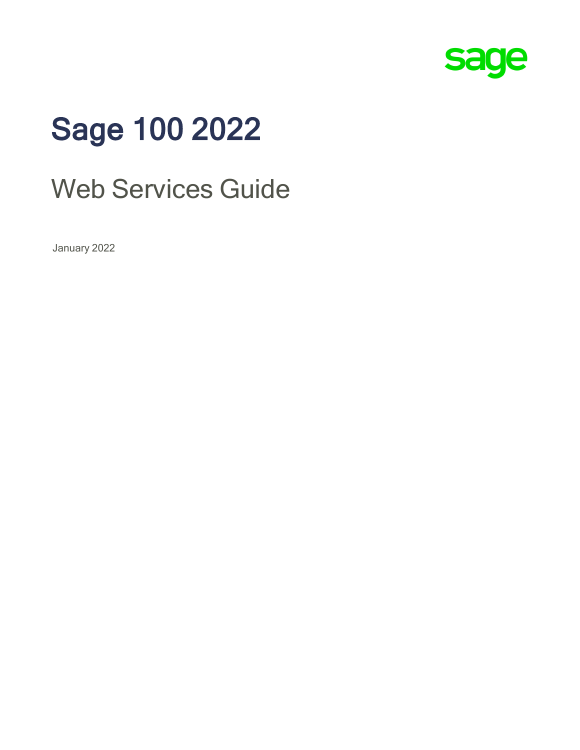sage

# Sage 100 2022

## Web Services Guide

January 2022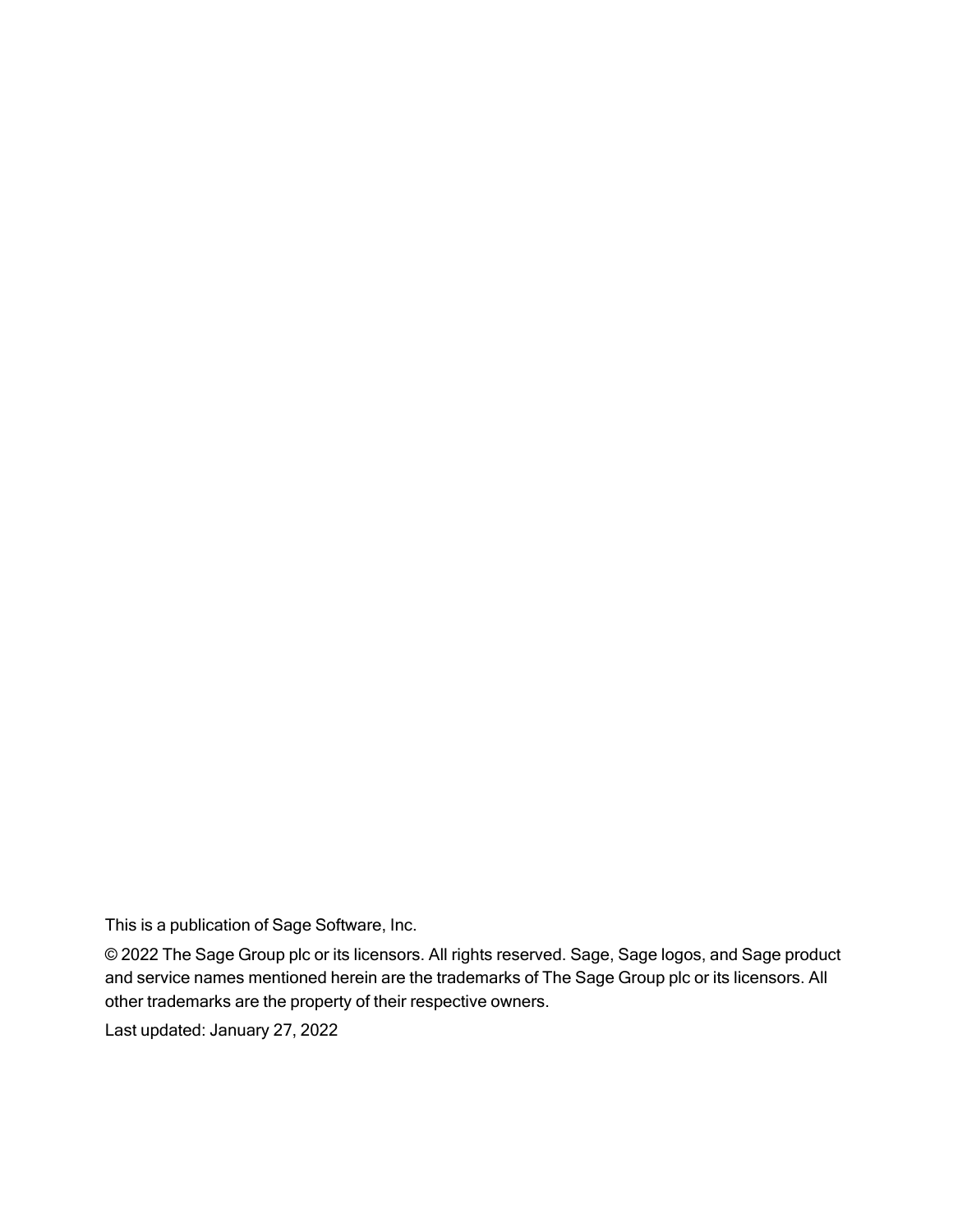This is a publication of Sage Software, Inc.

© 2022 The Sage Group plc or its licensors. All rights reserved. Sage, Sage logos, and Sage product and service names mentioned herein are the trademarks of The Sage Group plc or its licensors. All other trademarks are the property of their respective owners.

Last updated: January 27, 2022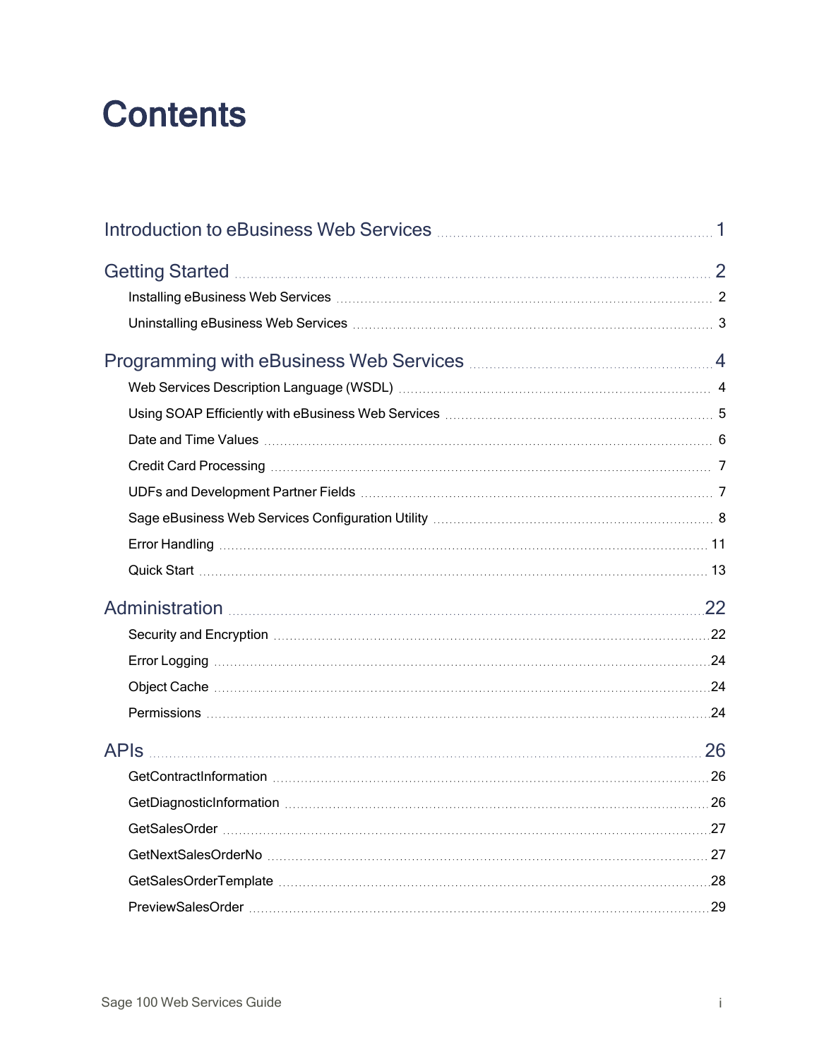# Contents

Introduction to eBusiness Web Services ..... 1

Getting Started ..... 2

- Installing eBusiness Web Services ..... 2
- Uninstalling eBusiness Web Services ..... 3

Programming with eBusiness Web Services ..... 4

- Web Services Description Language (WSDL) ..... 4
- Using SOAP Efficiently with eBusiness Web Services ..... 5
- Date and Time Values ..... 6
- Credit Card Processing ..... 7
- UDFs and Development Partner Fields ..... 7
- Sage eBusiness Web Services Configuration Utility ..... 8
- Error Handling ..... 11
- Quick Start ..... 13

Administration ..... 22

- Security and Encryption ..... 22
- Error Logging ..... 24
- Object Cache ..... 24
- Permissions ..... 24

APIs ..... 26

- GetContractInformation ..... 26
- GetDiagnosticInformation ..... 26
- GetSalesOrder ..... 27
- GetNextSalesOrderNo ..... 27
- GetSalesOrderTemplate ..... 28
- PreviewSalesOrder ..... 29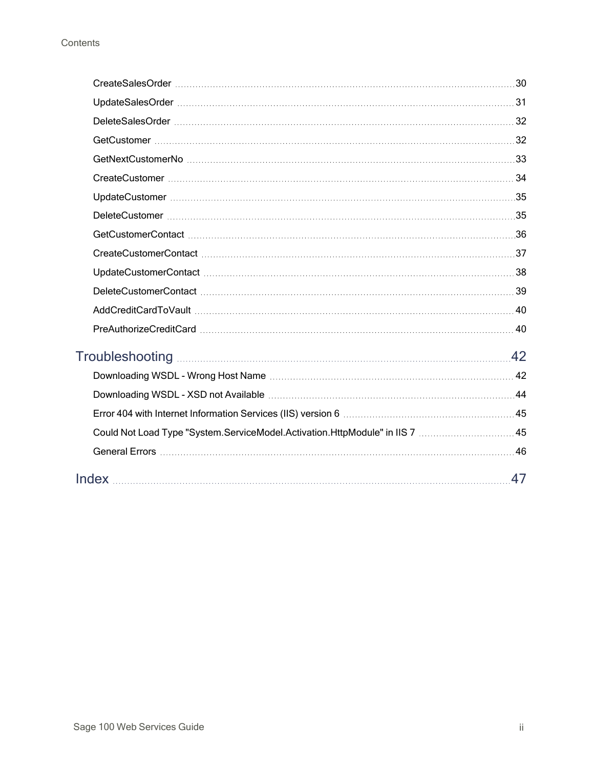CreateSalesOrder ..... 30

UpdateSalesOrder ..... 31

DeleteSalesOrder ..... 32

GetCustomer ..... 32

GetNextCustomerNo ..... 33

CreateCustomer ..... 34

UpdateCustomer ..... 35

DeleteCustomer ..... 35

GetCustomerContact ..... 36

CreateCustomerContact ..... 37

UpdateCustomerContact ..... 38

DeleteCustomerContact ..... 39

AddCreditCardToVault ..... 40

PreAuthorizeCreditCard ..... 40

Troubleshooting ..... 42

Downloading WSDL - Wrong Host Name ..... 42

Downloading WSDL - XSD not Available ..... 44

Error 404 with Internet Information Services (IIS) version 6 ..... 45

Could Not Load Type "System.ServiceModel.Activation.HttpModule" in IIS 7 ..... 45

General Errors ..... 46

Index ..... 47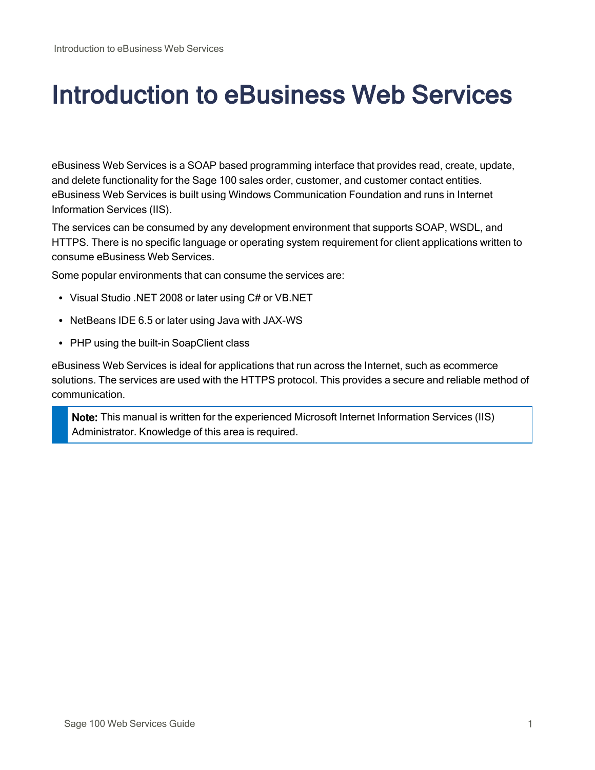# Introduction to eBusiness Web Services

eBusiness Web Services is a SOAP based programming interface that provides read, create, update, and delete functionality for the Sage 100 sales order, customer, and customer contact entities. eBusiness Web Services is built using Windows Communication Foundation and runs in Internet Information Services (IIS).

The services can be consumed by any development environment that supports SOAP, WSDL, and HTTPS. There is no specific language or operating system requirement for client applications written to consume eBusiness Web Services.

Some popular environments that can consume the services are:

- Visual Studio .NET 2008 or later using C# or VB.NET
- NetBeans IDE 6.5 or later using Java with JAX-WS
- PHP using the built-in SoapClient class

eBusiness Web Services is ideal for applications that run across the Internet, such as ecommerce solutions. The services are used with the HTTPS protocol. This provides a secure and reliable method of communication.

> **Note:** This manual is written for the experienced Microsoft Internet Information Services (IIS) Administrator. Knowledge of this area is required.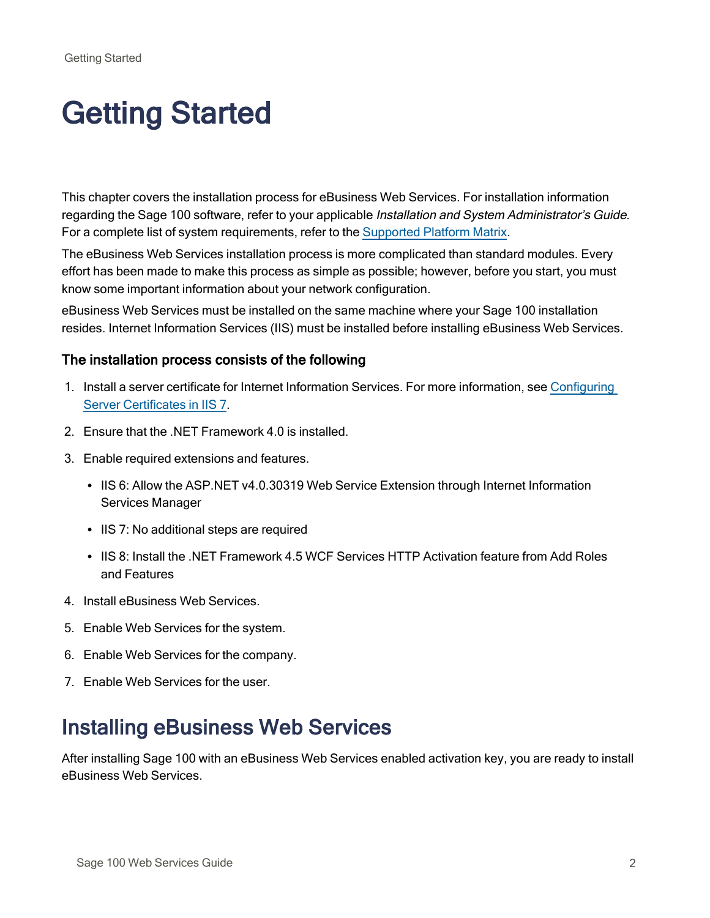# Getting Started

This chapter covers the installation process for eBusiness Web Services. For installation information regarding the Sage 100 software, refer to your applicable *Installation and System Administrator's Guide*. For a complete list of system requirements, refer to the Supported Platform Matrix.

The eBusiness Web Services installation process is more complicated than standard modules. Every effort has been made to make this process as simple as possible; however, before you start, you must know some important information about your network configuration.

eBusiness Web Services must be installed on the same machine where your Sage 100 installation resides. Internet Information Services (IIS) must be installed before installing eBusiness Web Services.

### The installation process consists of the following

1. Install a server certificate for Internet Information Services. For more information, see Configuring Server Certificates in IIS 7.
2. Ensure that the .NET Framework 4.0 is installed.
3. Enable required extensions and features.
   - IIS 6: Allow the ASP.NET v4.0.30319 Web Service Extension through Internet Information Services Manager
   - IIS 7: No additional steps are required
   - IIS 8: Install the .NET Framework 4.5 WCF Services HTTP Activation feature from Add Roles and Features
4. Install eBusiness Web Services.
5. Enable Web Services for the system.
6. Enable Web Services for the company.
7. Enable Web Services for the user.

## Installing eBusiness Web Services

After installing Sage 100 with an eBusiness Web Services enabled activation key, you are ready to install eBusiness Web Services.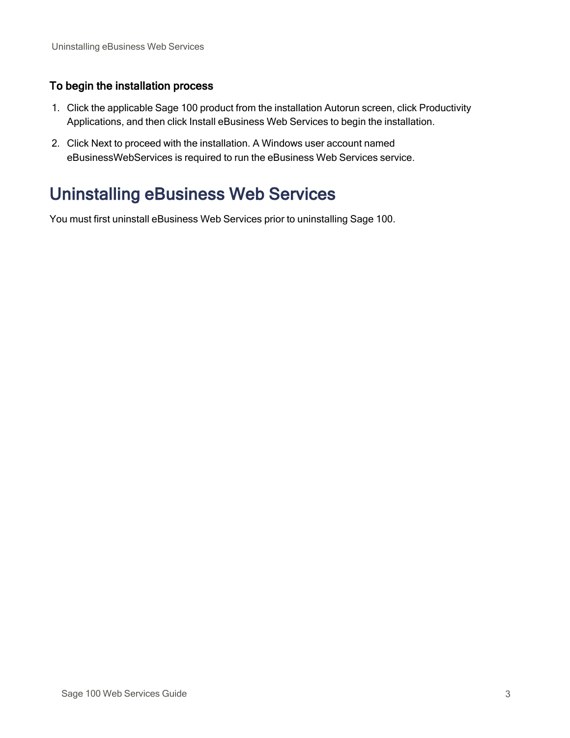### To begin the installation process

1. Click the applicable Sage 100 product from the installation Autorun screen, click Productivity Applications, and then click Install eBusiness Web Services to begin the installation.
2. Click Next to proceed with the installation. A Windows user account named eBusinessWebServices is required to run the eBusiness Web Services service.

## Uninstalling eBusiness Web Services

You must first uninstall eBusiness Web Services prior to uninstalling Sage 100.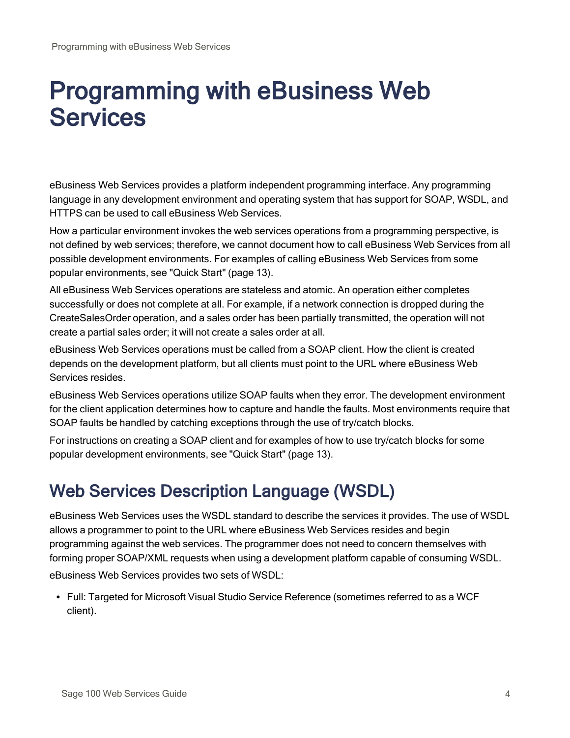# Programming with eBusiness Web Services

eBusiness Web Services provides a platform independent programming interface. Any programming language in any development environment and operating system that has support for SOAP, WSDL, and HTTPS can be used to call eBusiness Web Services.

How a particular environment invokes the web services operations from a programming perspective, is not defined by web services; therefore, we cannot document how to call eBusiness Web Services from all possible development environments. For examples of calling eBusiness Web Services from some popular environments, see "Quick Start" (page 13).

All eBusiness Web Services operations are stateless and atomic. An operation either completes successfully or does not complete at all. For example, if a network connection is dropped during the CreateSalesOrder operation, and a sales order has been partially transmitted, the operation will not create a partial sales order; it will not create a sales order at all.

eBusiness Web Services operations must be called from a SOAP client. How the client is created depends on the development platform, but all clients must point to the URL where eBusiness Web Services resides.

eBusiness Web Services operations utilize SOAP faults when they error. The development environment for the client application determines how to capture and handle the faults. Most environments require that SOAP faults be handled by catching exceptions through the use of try/catch blocks.

For instructions on creating a SOAP client and for examples of how to use try/catch blocks for some popular development environments, see "Quick Start" (page 13).

## Web Services Description Language (WSDL)

eBusiness Web Services uses the WSDL standard to describe the services it provides. The use of WSDL allows a programmer to point to the URL where eBusiness Web Services resides and begin programming against the web services. The programmer does not need to concern themselves with forming proper SOAP/XML requests when using a development platform capable of consuming WSDL.

eBusiness Web Services provides two sets of WSDL:

- Full: Targeted for Microsoft Visual Studio Service Reference (sometimes referred to as a WCF client).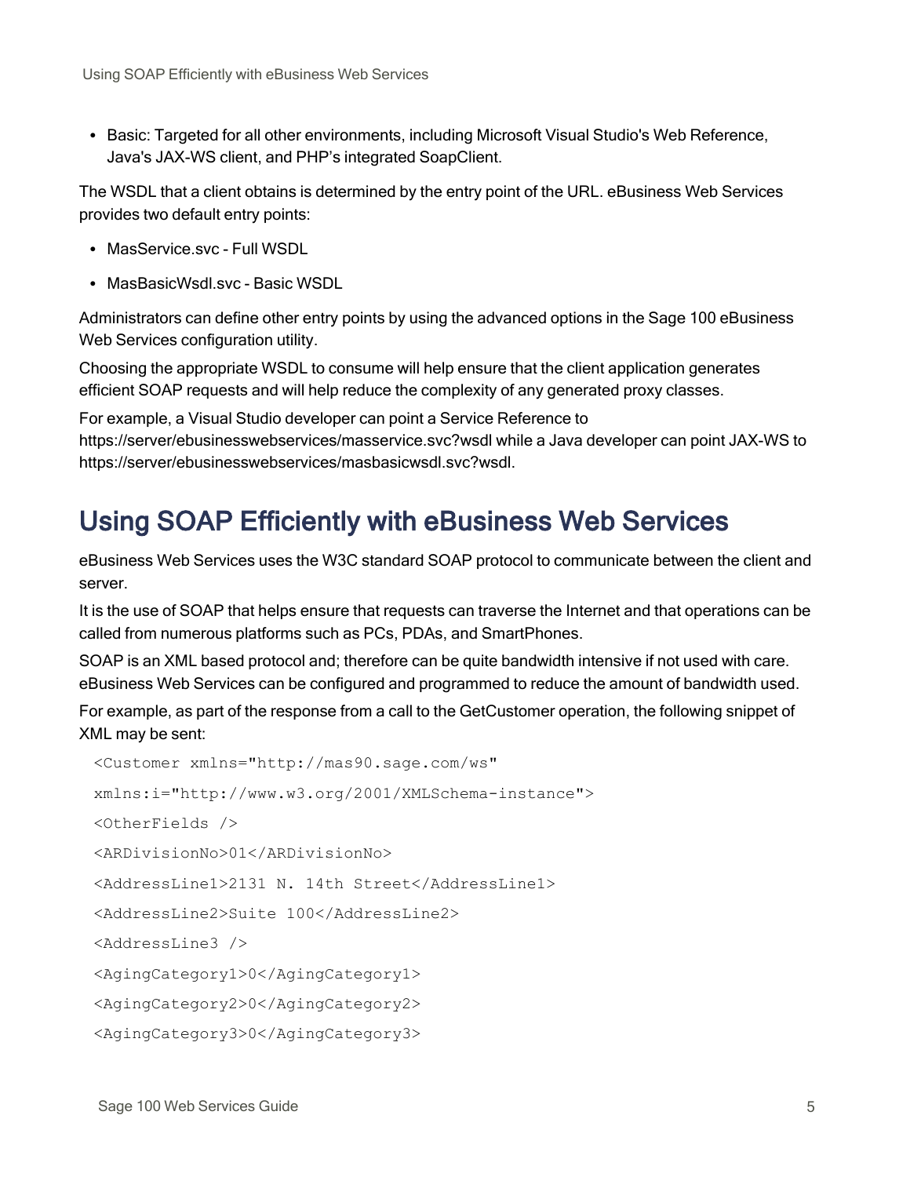- Basic: Targeted for all other environments, including Microsoft Visual Studio's Web Reference, Java's JAX-WS client, and PHP's integrated SoapClient.

The WSDL that a client obtains is determined by the entry point of the URL. eBusiness Web Services provides two default entry points:

- MasService.svc - Full WSDL
- MasBasicWsdl.svc - Basic WSDL

Administrators can define other entry points by using the advanced options in the Sage 100 eBusiness Web Services configuration utility.

Choosing the appropriate WSDL to consume will help ensure that the client application generates efficient SOAP requests and will help reduce the complexity of any generated proxy classes.

For example, a Visual Studio developer can point a Service Reference to https://server/ebusinesswebservices/masservice.svc?wsdl while a Java developer can point JAX-WS to https://server/ebusinesswebservices/masbasicwsdl.svc?wsdl.

## Using SOAP Efficiently with eBusiness Web Services

eBusiness Web Services uses the W3C standard SOAP protocol to communicate between the client and server.

It is the use of SOAP that helps ensure that requests can traverse the Internet and that operations can be called from numerous platforms such as PCs, PDAs, and SmartPhones.

SOAP is an XML based protocol and; therefore can be quite bandwidth intensive if not used with care. eBusiness Web Services can be configured and programmed to reduce the amount of bandwidth used.

For example, as part of the response from a call to the GetCustomer operation, the following snippet of XML may be sent:

```
<Customer xmlns="http://mas90.sage.com/ws"
xmlns:i="http://www.w3.org/2001/XMLSchema-instance">
<OtherFields />
<ARDivisionNo>01</ARDivisionNo>
<AddressLine1>2131 N. 14th Street</AddressLine1>
<AddressLine2>Suite 100</AddressLine2>
<AddressLine3 />
<AgingCategory1>0</AgingCategory1>
<AgingCategory2>0</AgingCategory2>
<AgingCategory3>0</AgingCategory3>
```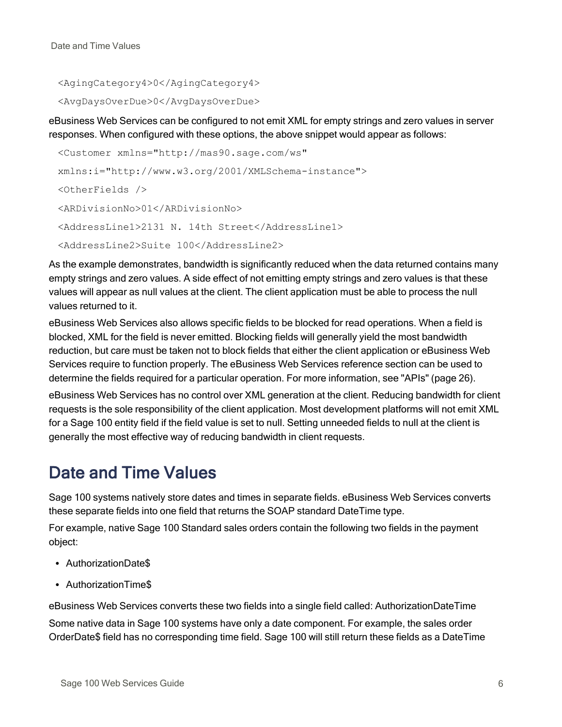```
<AgingCategory4>0</AgingCategory4>
<AvgDaysOverDue>0</AvgDaysOverDue>
```

eBusiness Web Services can be configured to not emit XML for empty strings and zero values in server responses. When configured with these options, the above snippet would appear as follows:

```
<Customer xmlns="http://mas90.sage.com/ws"
xmlns:i="http://www.w3.org/2001/XMLSchema-instance">
<OtherFields />
<ARDivisionNo>01</ARDivisionNo>
<AddressLine1>2131 N. 14th Street</AddressLine1>
<AddressLine2>Suite 100</AddressLine2>
```

As the example demonstrates, bandwidth is significantly reduced when the data returned contains many empty strings and zero values. A side effect of not emitting empty strings and zero values is that these values will appear as null values at the client. The client application must be able to process the null values returned to it.

eBusiness Web Services also allows specific fields to be blocked for read operations. When a field is blocked, XML for the field is never emitted. Blocking fields will generally yield the most bandwidth reduction, but care must be taken not to block fields that either the client application or eBusiness Web Services require to function properly. The eBusiness Web Services reference section can be used to determine the fields required for a particular operation. For more information, see "APIs" (page 26).

eBusiness Web Services has no control over XML generation at the client. Reducing bandwidth for client requests is the sole responsibility of the client application. Most development platforms will not emit XML for a Sage 100 entity field if the field value is set to null. Setting unneeded fields to null at the client is generally the most effective way of reducing bandwidth in client requests.

## Date and Time Values

Sage 100 systems natively store dates and times in separate fields. eBusiness Web Services converts these separate fields into one field that returns the SOAP standard DateTime type.

For example, native Sage 100 Standard sales orders contain the following two fields in the payment object:

- AuthorizationDate$
- AuthorizationTime$

eBusiness Web Services converts these two fields into a single field called: AuthorizationDateTime

Some native data in Sage 100 systems have only a date component. For example, the sales order OrderDate$ field has no corresponding time field. Sage 100 will still return these fields as a DateTime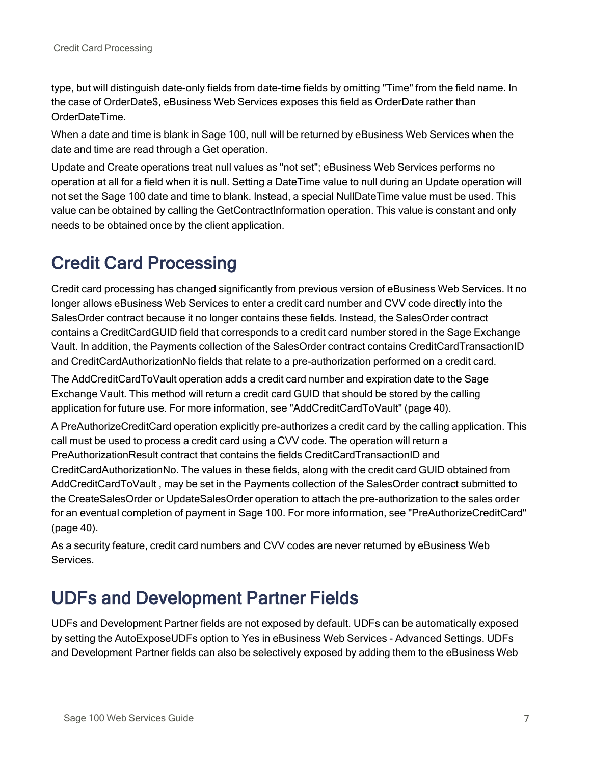type, but will distinguish date-only fields from date-time fields by omitting "Time" from the field name. In the case of OrderDate$, eBusiness Web Services exposes this field as OrderDate rather than OrderDateTime.

When a date and time is blank in Sage 100, null will be returned by eBusiness Web Services when the date and time are read through a Get operation.

Update and Create operations treat null values as "not set"; eBusiness Web Services performs no operation at all for a field when it is null. Setting a DateTime value to null during an Update operation will not set the Sage 100 date and time to blank. Instead, a special NullDateTime value must be used. This value can be obtained by calling the GetContractInformation operation. This value is constant and only needs to be obtained once by the client application.

## Credit Card Processing

Credit card processing has changed significantly from previous version of eBusiness Web Services. It no longer allows eBusiness Web Services to enter a credit card number and CVV code directly into the SalesOrder contract because it no longer contains these fields. Instead, the SalesOrder contract contains a CreditCardGUID field that corresponds to a credit card number stored in the Sage Exchange Vault. In addition, the Payments collection of the SalesOrder contract contains CreditCardTransactionID and CreditCardAuthorizationNo fields that relate to a pre-authorization performed on a credit card.

The AddCreditCardToVault operation adds a credit card number and expiration date to the Sage Exchange Vault. This method will return a credit card GUID that should be stored by the calling application for future use. For more information, see "AddCreditCardToVault" (page 40).

A PreAuthorizeCreditCard operation explicitly pre-authorizes a credit card by the calling application. This call must be used to process a credit card using a CVV code. The operation will return a PreAuthorizationResult contract that contains the fields CreditCardTransactionID and CreditCardAuthorizationNo. The values in these fields, along with the credit card GUID obtained from AddCreditCardToVault , may be set in the Payments collection of the SalesOrder contract submitted to the CreateSalesOrder or UpdateSalesOrder operation to attach the pre-authorization to the sales order for an eventual completion of payment in Sage 100. For more information, see "PreAuthorizeCreditCard" (page 40).

As a security feature, credit card numbers and CVV codes are never returned by eBusiness Web Services.

## UDFs and Development Partner Fields

UDFs and Development Partner fields are not exposed by default. UDFs can be automatically exposed by setting the AutoExposeUDFs option to Yes in eBusiness Web Services - Advanced Settings. UDFs and Development Partner fields can also be selectively exposed by adding them to the eBusiness Web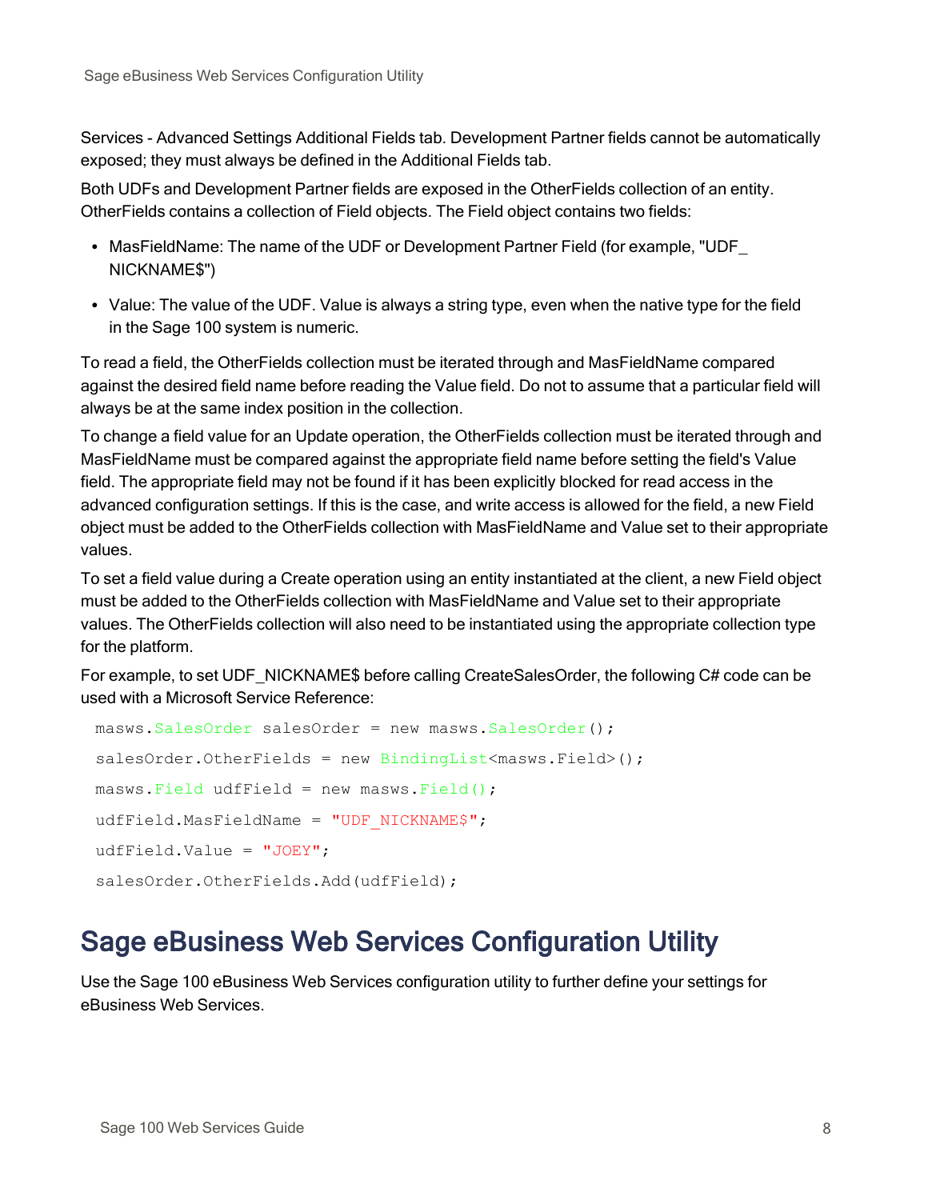Services - Advanced Settings Additional Fields tab. Development Partner fields cannot be automatically exposed; they must always be defined in the Additional Fields tab.

Both UDFs and Development Partner fields are exposed in the OtherFields collection of an entity. OtherFields contains a collection of Field objects. The Field object contains two fields:

- MasFieldName: The name of the UDF or Development Partner Field (for example, "UDF_NICKNAME$")
- Value: The value of the UDF. Value is always a string type, even when the native type for the field in the Sage 100 system is numeric.

To read a field, the OtherFields collection must be iterated through and MasFieldName compared against the desired field name before reading the Value field. Do not to assume that a particular field will always be at the same index position in the collection.

To change a field value for an Update operation, the OtherFields collection must be iterated through and MasFieldName must be compared against the appropriate field name before setting the field's Value field. The appropriate field may not be found if it has been explicitly blocked for read access in the advanced configuration settings. If this is the case, and write access is allowed for the field, a new Field object must be added to the OtherFields collection with MasFieldName and Value set to their appropriate values.

To set a field value during a Create operation using an entity instantiated at the client, a new Field object must be added to the OtherFields collection with MasFieldName and Value set to their appropriate values. The OtherFields collection will also need to be instantiated using the appropriate collection type for the platform.

For example, to set UDF_NICKNAME$ before calling CreateSalesOrder, the following C# code can be used with a Microsoft Service Reference:

```
masws.SalesOrder salesOrder = new masws.SalesOrder();
salesOrder.OtherFields = new BindingList<masws.Field>();
masws.Field udfField = new masws.Field();
udfField.MasFieldName = "UDF_NICKNAME$";
udfField.Value = "JOEY";
salesOrder.OtherFields.Add(udfField);
```

# Sage eBusiness Web Services Configuration Utility

Use the Sage 100 eBusiness Web Services configuration utility to further define your settings for eBusiness Web Services.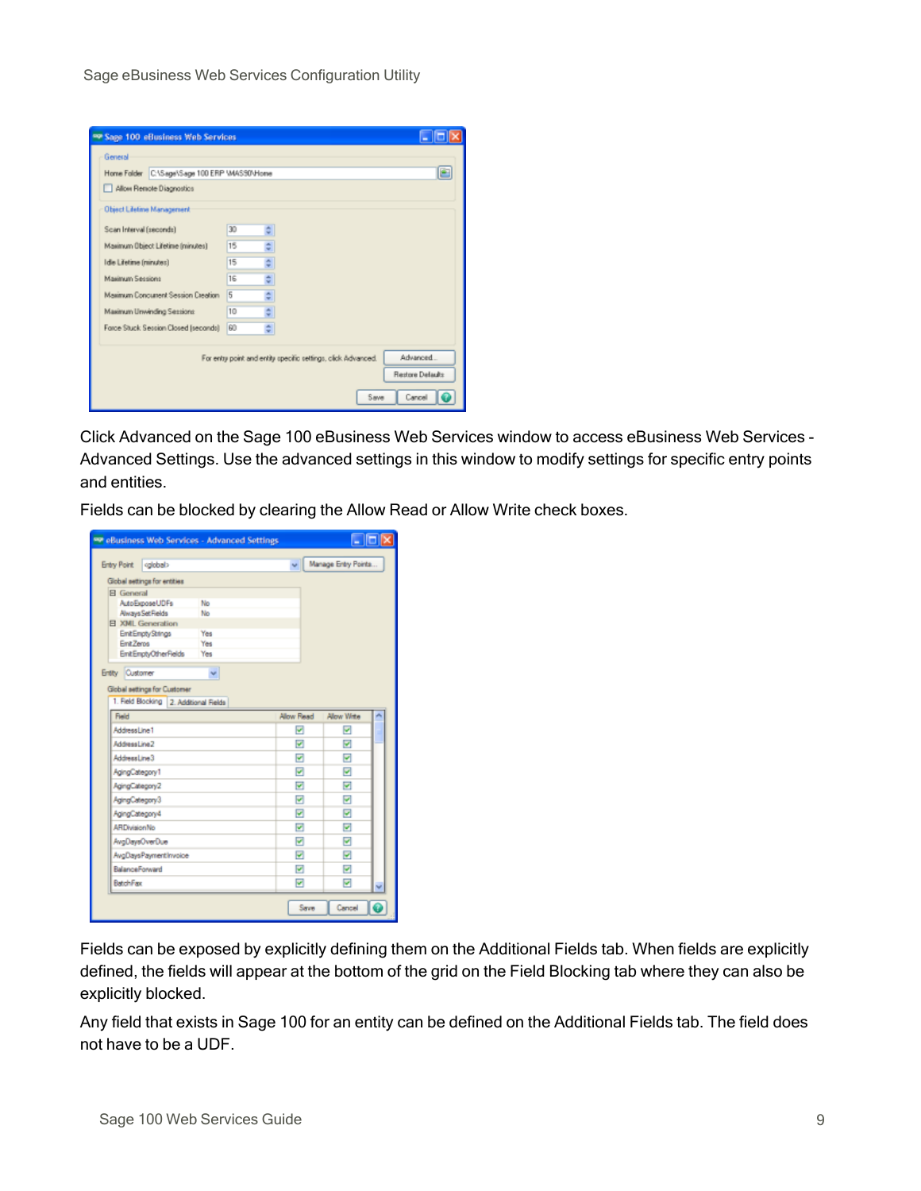Click Advanced on the Sage 100 eBusiness Web Services window to access eBusiness Web Services - Advanced Settings. Use the advanced settings in this window to modify settings for specific entry points and entities.

Fields can be blocked by clearing the Allow Read or Allow Write check boxes.

Fields can be exposed by explicitly defining them on the Additional Fields tab. When fields are explicitly defined, the fields will appear at the bottom of the grid on the Field Blocking tab where they can also be explicitly blocked.

Any field that exists in Sage 100 for an entity can be defined on the Additional Fields tab. The field does not have to be a UDF.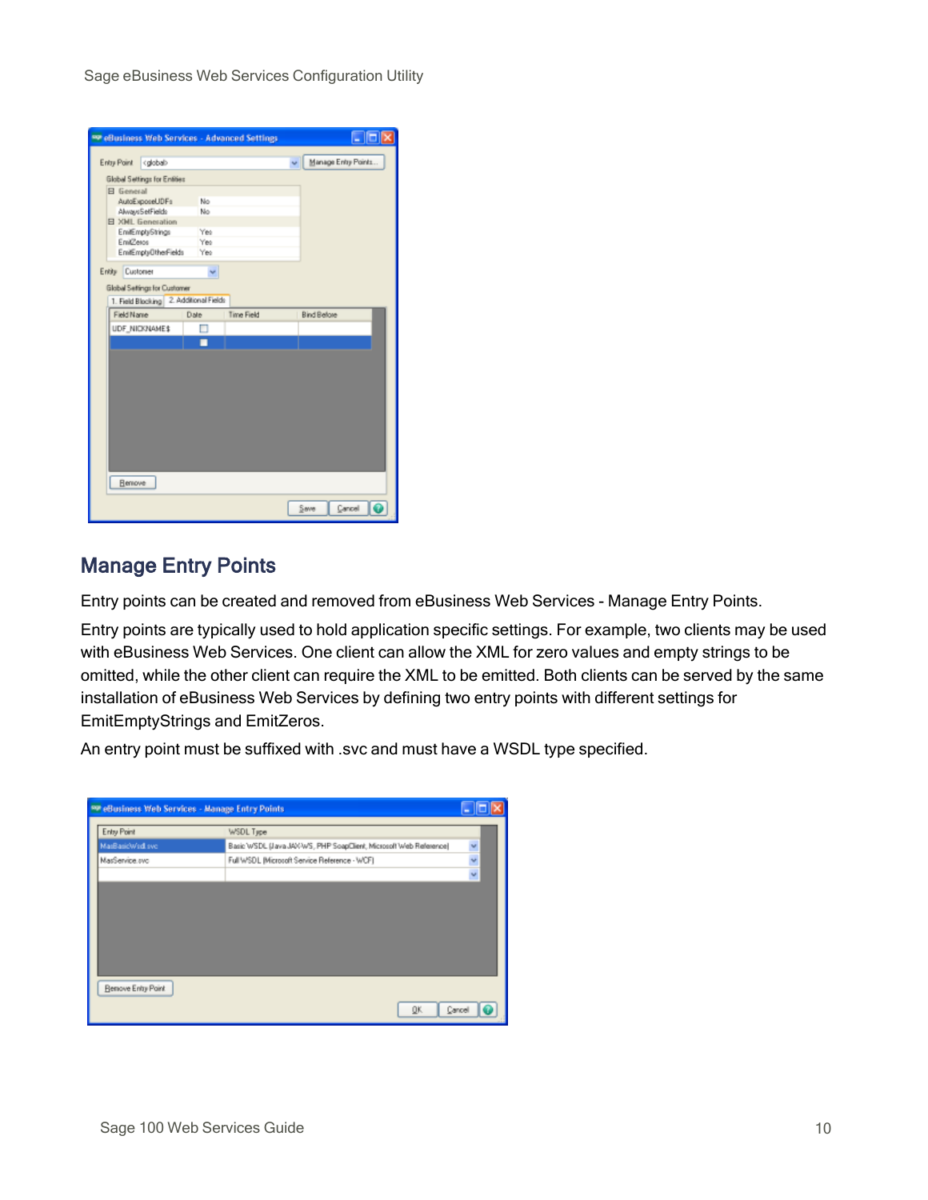## Manage Entry Points

Entry points can be created and removed from eBusiness Web Services - Manage Entry Points.

Entry points are typically used to hold application specific settings. For example, two clients may be used with eBusiness Web Services. One client can allow the XML for zero values and empty strings to be omitted, while the other client can require the XML to be emitted. Both clients can be served by the same installation of eBusiness Web Services by defining two entry points with different settings for EmitEmptyStrings and EmitZeros.

An entry point must be suffixed with .svc and must have a WSDL type specified.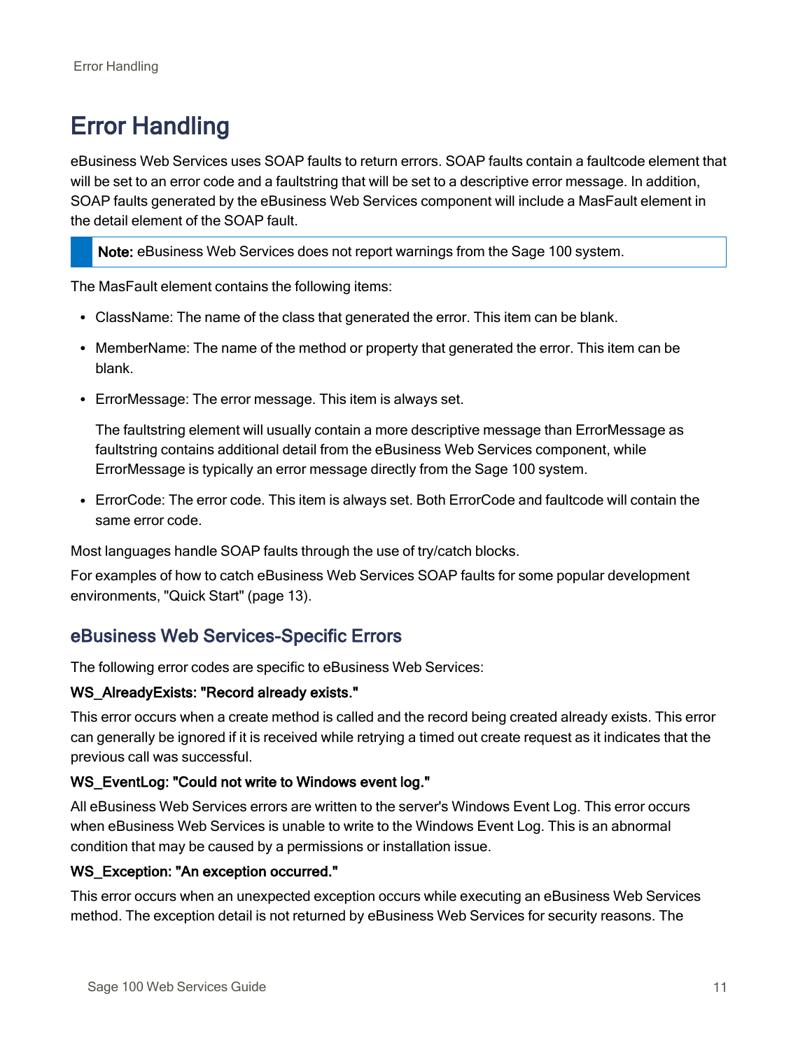# Error Handling

eBusiness Web Services uses SOAP faults to return errors. SOAP faults contain a faultcode element that will be set to an error code and a faultstring that will be set to a descriptive error message. In addition, SOAP faults generated by the eBusiness Web Services component will include a MasFault element in the detail element of the SOAP fault.

> **Note:** eBusiness Web Services does not report warnings from the Sage 100 system.

The MasFault element contains the following items:

- ClassName: The name of the class that generated the error. This item can be blank.
- MemberName: The name of the method or property that generated the error. This item can be blank.
- ErrorMessage: The error message. This item is always set.

  The faultstring element will usually contain a more descriptive message than ErrorMessage as faultstring contains additional detail from the eBusiness Web Services component, while ErrorMessage is typically an error message directly from the Sage 100 system.
- ErrorCode: The error code. This item is always set. Both ErrorCode and faultcode will contain the same error code.

Most languages handle SOAP faults through the use of try/catch blocks.

For examples of how to catch eBusiness Web Services SOAP faults for some popular development environments, "Quick Start" (page 13).

## eBusiness Web Services-Specific Errors

The following error codes are specific to eBusiness Web Services:

**WS_AlreadyExists: "Record already exists."**

This error occurs when a create method is called and the record being created already exists. This error can generally be ignored if it is received while retrying a timed out create request as it indicates that the previous call was successful.

**WS_EventLog: "Could not write to Windows event log."**

All eBusiness Web Services errors are written to the server's Windows Event Log. This error occurs when eBusiness Web Services is unable to write to the Windows Event Log. This is an abnormal condition that may be caused by a permissions or installation issue.

**WS_Exception: "An exception occurred."**

This error occurs when an unexpected exception occurs while executing an eBusiness Web Services method. The exception detail is not returned by eBusiness Web Services for security reasons. The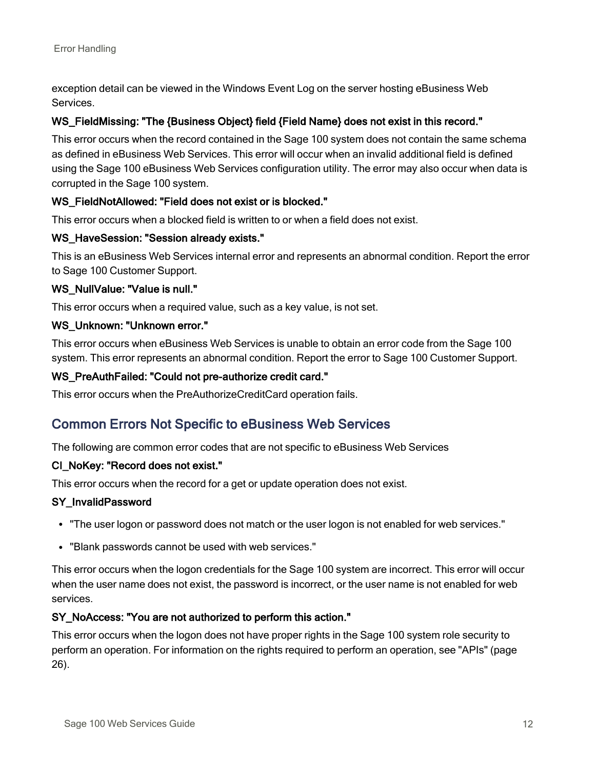exception detail can be viewed in the Windows Event Log on the server hosting eBusiness Web Services.

**WS_FieldMissing: "The {Business Object} field {Field Name} does not exist in this record."**

This error occurs when the record contained in the Sage 100 system does not contain the same schema as defined in eBusiness Web Services. This error will occur when an invalid additional field is defined using the Sage 100 eBusiness Web Services configuration utility. The error may also occur when data is corrupted in the Sage 100 system.

**WS_FieldNotAllowed: "Field does not exist or is blocked."**

This error occurs when a blocked field is written to or when a field does not exist.

**WS_HaveSession: "Session already exists."**

This is an eBusiness Web Services internal error and represents an abnormal condition. Report the error to Sage 100 Customer Support.

**WS_NullValue: "Value is null."**

This error occurs when a required value, such as a key value, is not set.

**WS_Unknown: "Unknown error."**

This error occurs when eBusiness Web Services is unable to obtain an error code from the Sage 100 system. This error represents an abnormal condition. Report the error to Sage 100 Customer Support.

**WS_PreAuthFailed: "Could not pre-authorize credit card."**

This error occurs when the PreAuthorizeCreditCard operation fails.

## Common Errors Not Specific to eBusiness Web Services

The following are common error codes that are not specific to eBusiness Web Services

**CI_NoKey: "Record does not exist."**

This error occurs when the record for a get or update operation does not exist.

**SY_InvalidPassword**

- "The user logon or password does not match or the user logon is not enabled for web services."
- "Blank passwords cannot be used with web services."

This error occurs when the logon credentials for the Sage 100 system are incorrect. This error will occur when the user name does not exist, the password is incorrect, or the user name is not enabled for web services.

**SY_NoAccess: "You are not authorized to perform this action."**

This error occurs when the logon does not have proper rights in the Sage 100 system role security to perform an operation. For information on the rights required to perform an operation, see "APIs" (page 26).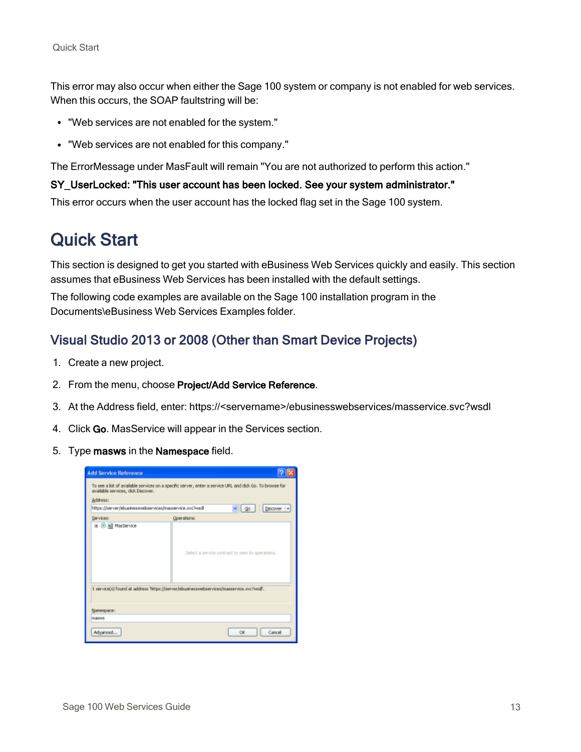This error may also occur when either the Sage 100 system or company is not enabled for web services. When this occurs, the SOAP faultstring will be:

- "Web services are not enabled for the system."
- "Web services are not enabled for this company."

The ErrorMessage under MasFault will remain "You are not authorized to perform this action."

**SY_UserLocked: "This user account has been locked. See your system administrator."**

This error occurs when the user account has the locked flag set in the Sage 100 system.

# Quick Start

This section is designed to get you started with eBusiness Web Services quickly and easily. This section assumes that eBusiness Web Services has been installed with the default settings.

The following code examples are available on the Sage 100 installation program in the Documents\eBusiness Web Services Examples folder.

## Visual Studio 2013 or 2008 (Other than Smart Device Projects)

1. Create a new project.
2. From the menu, choose **Project/Add Service Reference**.
3. At the Address field, enter: https://<servername>/ebusinesswebservices/masservice.svc?wsdl
4. Click **Go**. MasService will appear in the Services section.
5. Type **masws** in the **Namespace** field.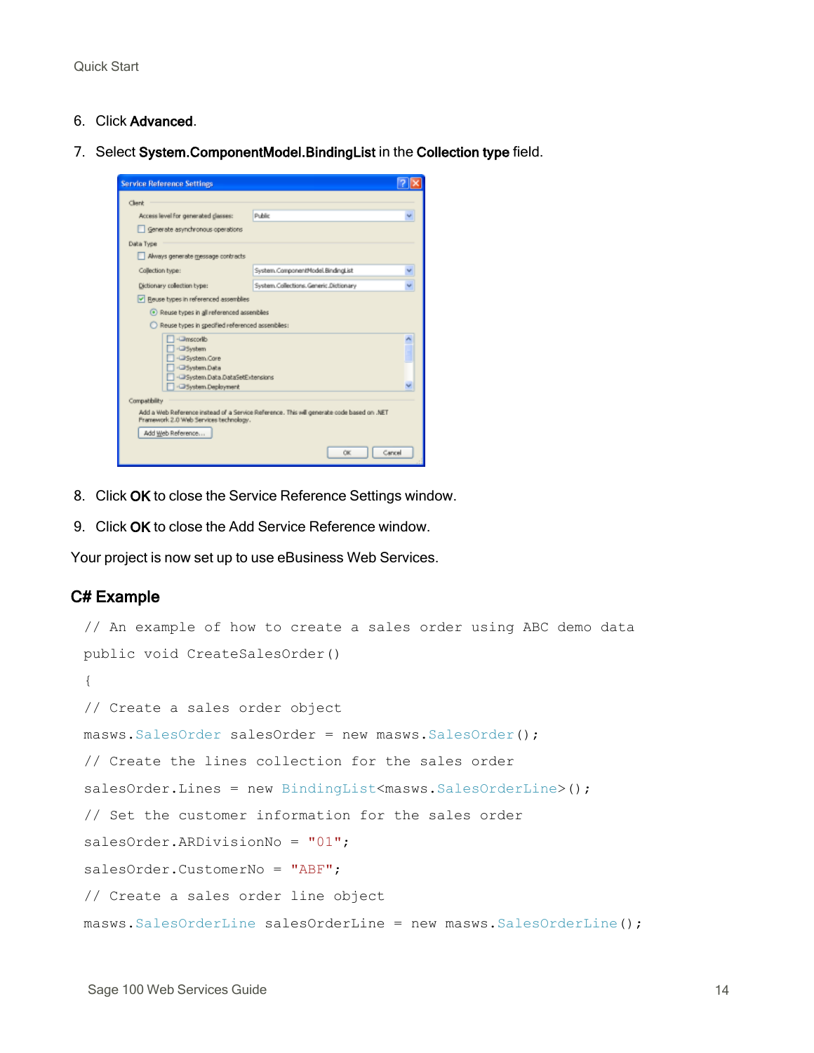6. Click **Advanced**.
7. Select **System.ComponentModel.BindingList** in the **Collection type** field.

8. Click **OK** to close the Service Reference Settings window.
9. Click **OK** to close the Add Service Reference window.

Your project is now set up to use eBusiness Web Services.

## C# Example

```
// An example of how to create a sales order using ABC demo data
public void CreateSalesOrder()
{
// Create a sales order object
masws.SalesOrder salesOrder = new masws.SalesOrder();
// Create the lines collection for the sales order
salesOrder.Lines = new BindingList<masws.SalesOrderLine>();
// Set the customer information for the sales order
salesOrder.ARDivisionNo = "01";
salesOrder.CustomerNo = "ABF";
// Create a sales order line object
masws.SalesOrderLine salesOrderLine = new masws.SalesOrderLine();
```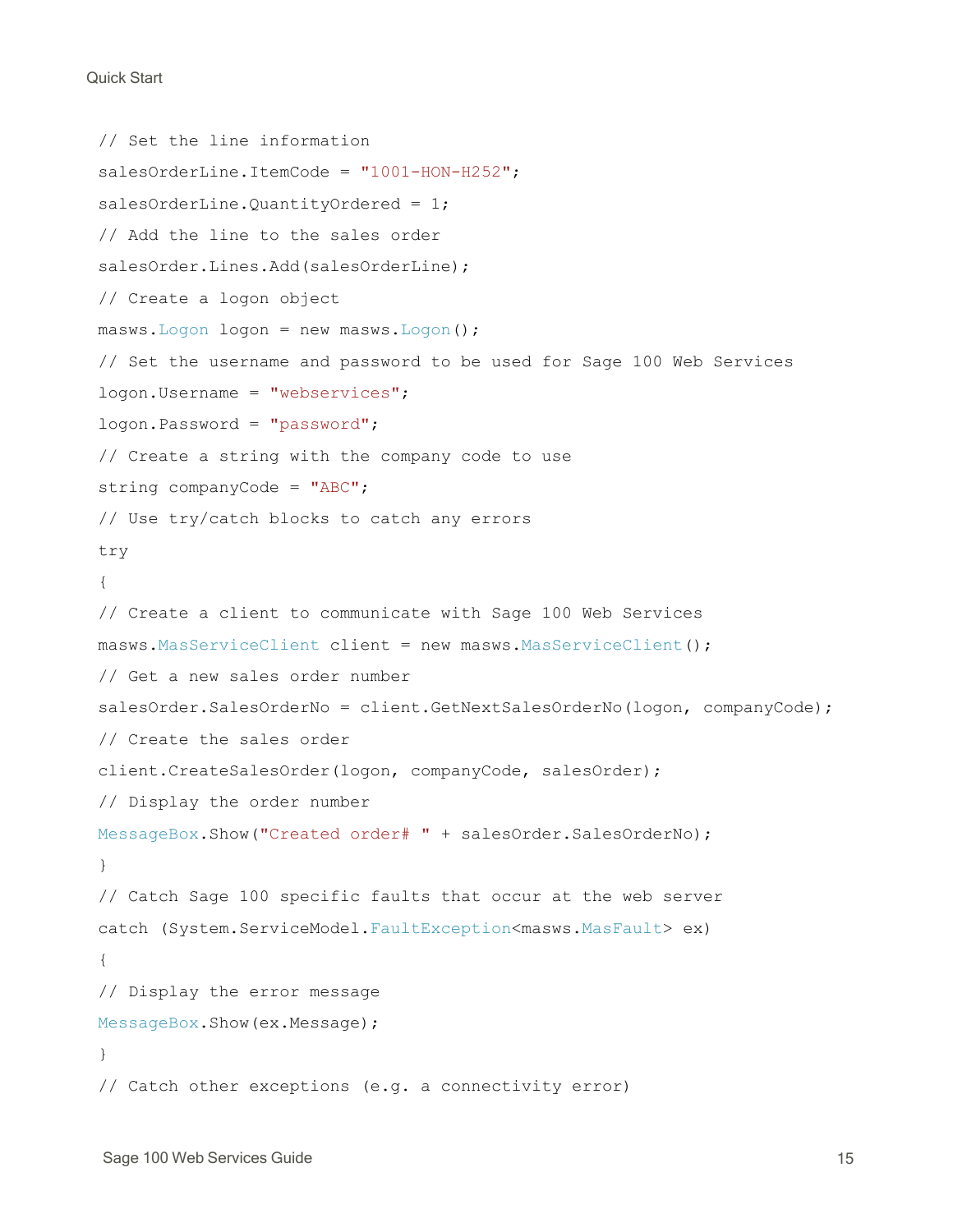```
// Set the line information
salesOrderLine.ItemCode = "1001-HON-H252";
salesOrderLine.QuantityOrdered = 1;
// Add the line to the sales order
salesOrder.Lines.Add(salesOrderLine);
// Create a logon object
masws.Logon logon = new masws.Logon();
// Set the username and password to be used for Sage 100 Web Services
logon.Username = "webservices";
logon.Password = "password";
// Create a string with the company code to use
string companyCode = "ABC";
// Use try/catch blocks to catch any errors
try
{
// Create a client to communicate with Sage 100 Web Services
masws.MasServiceClient client = new masws.MasServiceClient();
// Get a new sales order number
salesOrder.SalesOrderNo = client.GetNextSalesOrderNo(logon, companyCode);
// Create the sales order
client.CreateSalesOrder(logon, companyCode, salesOrder);
// Display the order number
MessageBox.Show("Created order# " + salesOrder.SalesOrderNo);
}
// Catch Sage 100 specific faults that occur at the web server
catch (System.ServiceModel.FaultException<masws.MasFault> ex)
{
// Display the error message
MessageBox.Show(ex.Message);
}
// Catch other exceptions (e.g. a connectivity error)
```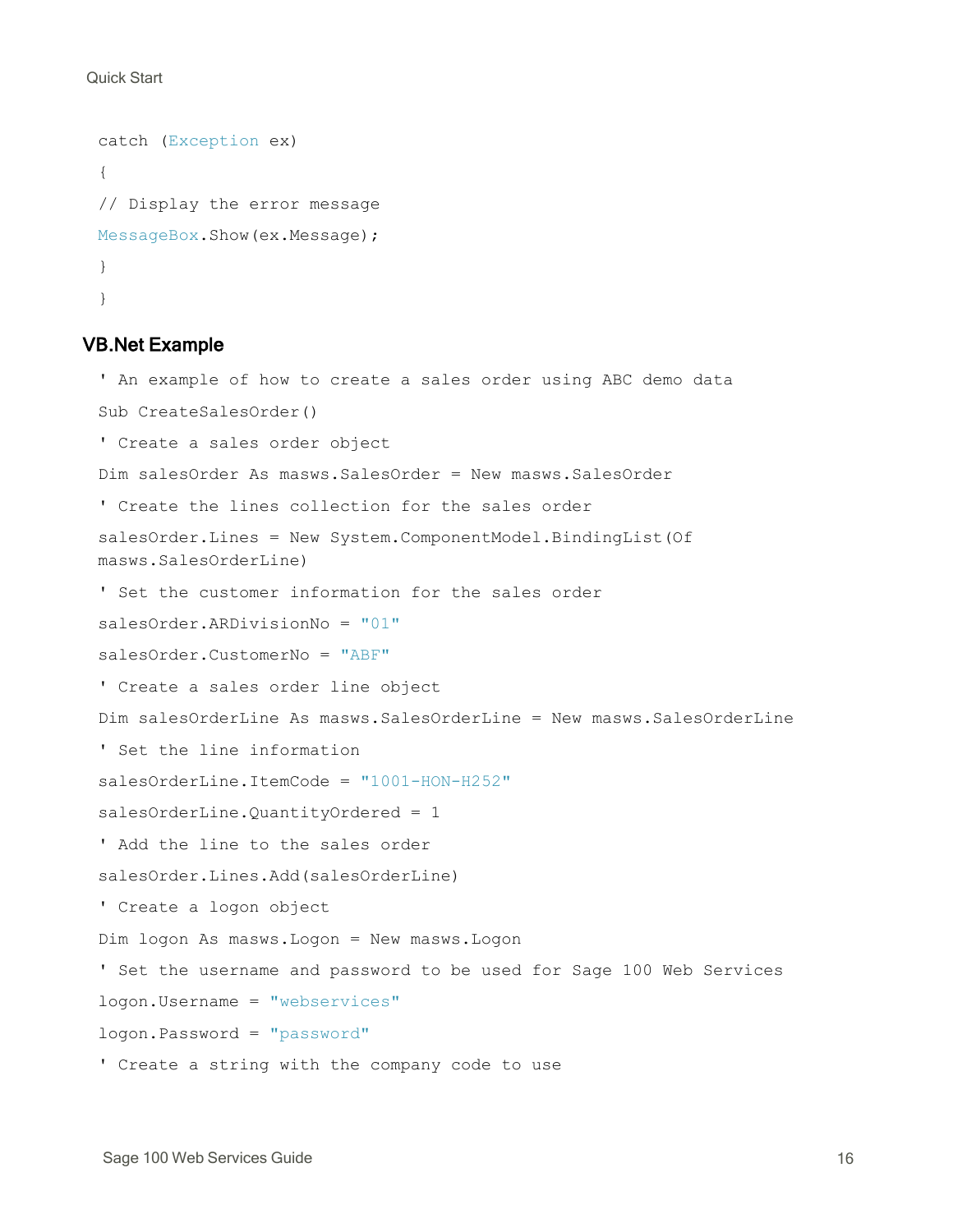```
catch (Exception ex)
{
// Display the error message
MessageBox.Show(ex.Message);
}
}
```

## VB.Net Example

```
' An example of how to create a sales order using ABC demo data
Sub CreateSalesOrder()
' Create a sales order object
Dim salesOrder As masws.SalesOrder = New masws.SalesOrder
' Create the lines collection for the sales order
salesOrder.Lines = New System.ComponentModel.BindingList(Of
masws.SalesOrderLine)
' Set the customer information for the sales order
salesOrder.ARDivisionNo = "01"
salesOrder.CustomerNo = "ABF"
' Create a sales order line object
Dim salesOrderLine As masws.SalesOrderLine = New masws.SalesOrderLine
' Set the line information
salesOrderLine.ItemCode = "1001-HON-H252"
salesOrderLine.QuantityOrdered = 1
' Add the line to the sales order
salesOrder.Lines.Add(salesOrderLine)
' Create a logon object
Dim logon As masws.Logon = New masws.Logon
' Set the username and password to be used for Sage 100 Web Services
logon.Username = "webservices"
logon.Password = "password"
' Create a string with the company code to use
```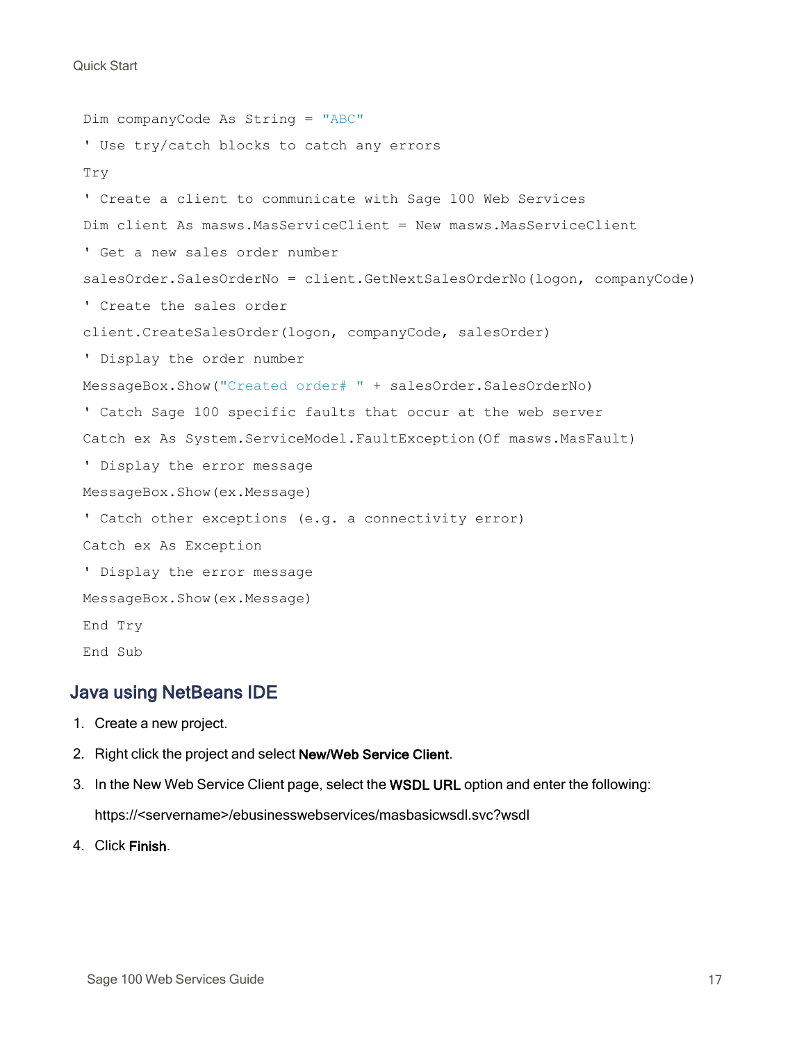```
Dim companyCode As String = "ABC"
' Use try/catch blocks to catch any errors
Try
' Create a client to communicate with Sage 100 Web Services
Dim client As masws.MasServiceClient = New masws.MasServiceClient
' Get a new sales order number
salesOrder.SalesOrderNo = client.GetNextSalesOrderNo(logon, companyCode)
' Create the sales order
client.CreateSalesOrder(logon, companyCode, salesOrder)
' Display the order number
MessageBox.Show("Created order# " + salesOrder.SalesOrderNo)
' Catch Sage 100 specific faults that occur at the web server
Catch ex As System.ServiceModel.FaultException(Of masws.MasFault)
' Display the error message
MessageBox.Show(ex.Message)
' Catch other exceptions (e.g. a connectivity error)
Catch ex As Exception
' Display the error message
MessageBox.Show(ex.Message)
End Try
End Sub
```

## Java using NetBeans IDE

1. Create a new project.
2. Right click the project and select **New/Web Service Client**.
3. In the New Web Service Client page, select the **WSDL URL** option and enter the following:

   https://<servername>/ebusinesswebservices/masbasicwsdl.svc?wsdl
4. Click **Finish**.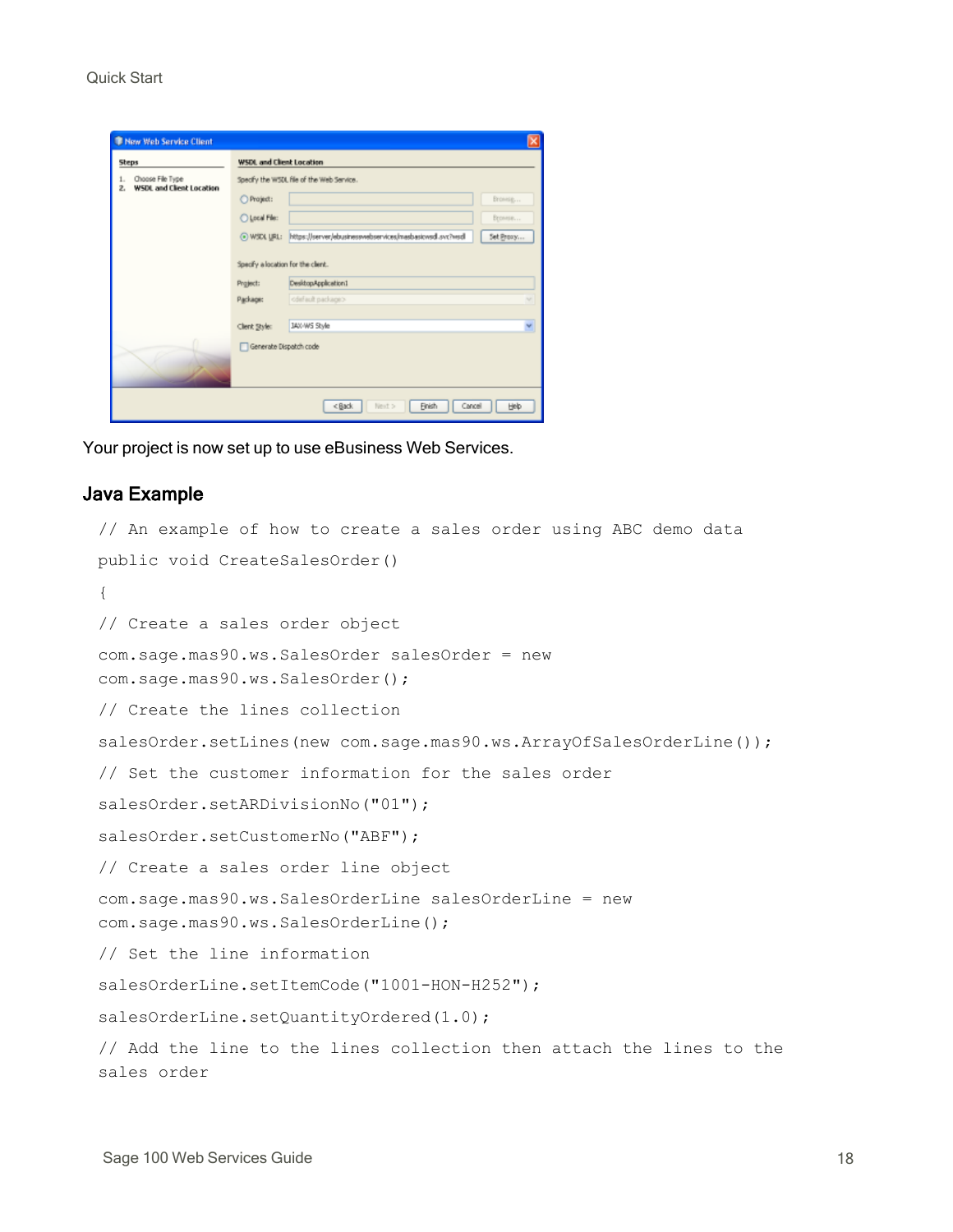Your project is now set up to use eBusiness Web Services.

## Java Example

```
// An example of how to create a sales order using ABC demo data
public void CreateSalesOrder()
{
// Create a sales order object
com.sage.mas90.ws.SalesOrder salesOrder = new
com.sage.mas90.ws.SalesOrder();
// Create the lines collection
salesOrder.setLines(new com.sage.mas90.ws.ArrayOfSalesOrderLine());
// Set the customer information for the sales order
salesOrder.setARDivisionNo("01");
salesOrder.setCustomerNo("ABF");
// Create a sales order line object
com.sage.mas90.ws.SalesOrderLine salesOrderLine = new
com.sage.mas90.ws.SalesOrderLine();
// Set the line information
salesOrderLine.setItemCode("1001-HON-H252");
salesOrderLine.setQuantityOrdered(1.0);
// Add the line to the lines collection then attach the lines to the
sales order
```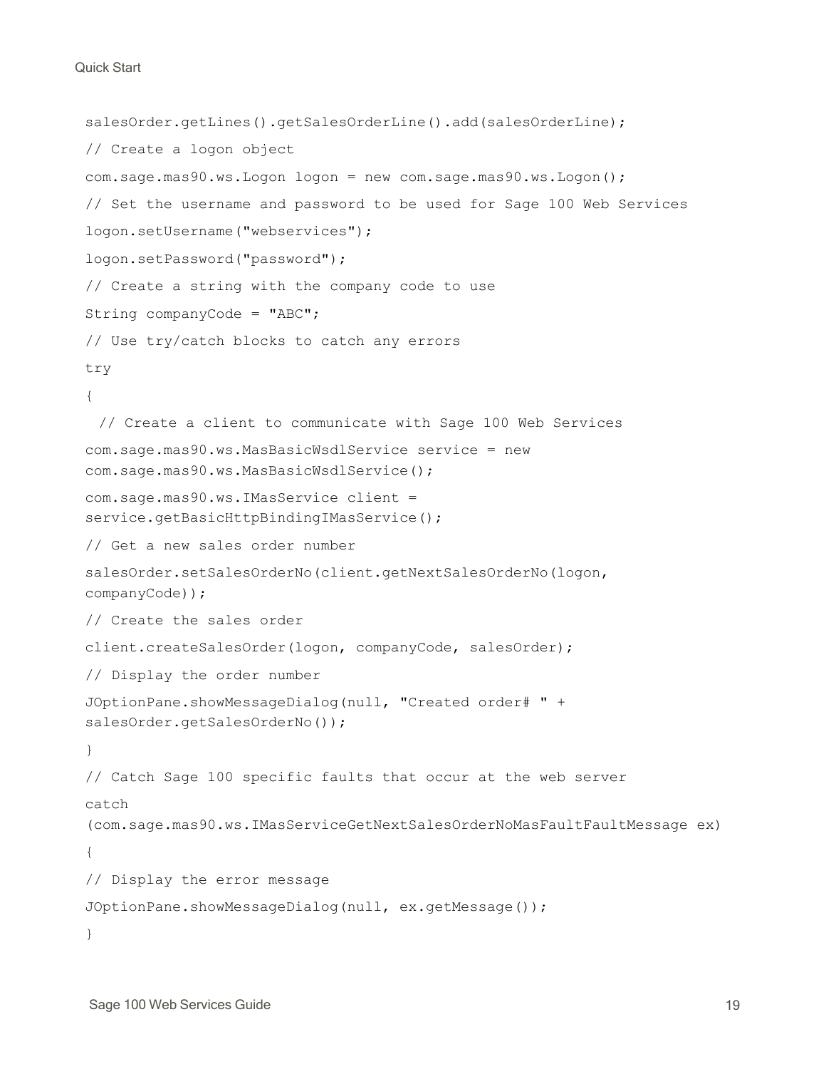```
salesOrder.getLines().getSalesOrderLine().add(salesOrderLine);
// Create a logon object
com.sage.mas90.ws.Logon logon = new com.sage.mas90.ws.Logon();
// Set the username and password to be used for Sage 100 Web Services
logon.setUsername("webservices");
logon.setPassword("password");
// Create a string with the company code to use
String companyCode = "ABC";
// Use try/catch blocks to catch any errors
try
{
  // Create a client to communicate with Sage 100 Web Services
com.sage.mas90.ws.MasBasicWsdlService service = new
com.sage.mas90.ws.MasBasicWsdlService();
com.sage.mas90.ws.IMasService client =
service.getBasicHttpBindingIMasService();
// Get a new sales order number
salesOrder.setSalesOrderNo(client.getNextSalesOrderNo(logon,
companyCode));
// Create the sales order
client.createSalesOrder(logon, companyCode, salesOrder);
// Display the order number
JOptionPane.showMessageDialog(null, "Created order# " +
salesOrder.getSalesOrderNo());
}
// Catch Sage 100 specific faults that occur at the web server
catch
(com.sage.mas90.ws.IMasServiceGetNextSalesOrderNoMasFaultFaultMessage ex)
{
// Display the error message
JOptionPane.showMessageDialog(null, ex.getMessage());
}
```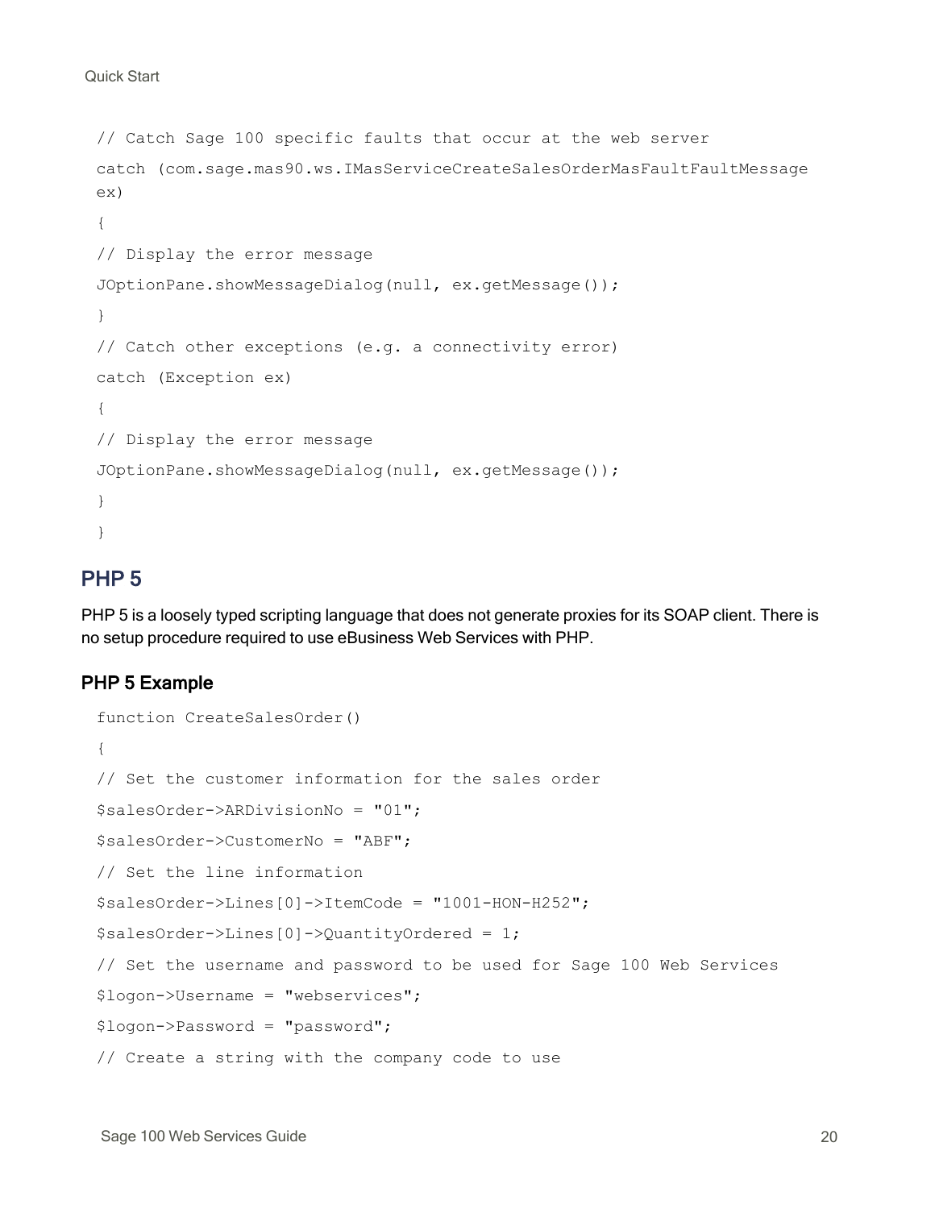```
// Catch Sage 100 specific faults that occur at the web server
catch (com.sage.mas90.ws.IMasServiceCreateSalesOrderMasFaultFaultMessage
ex)
{
// Display the error message
JOptionPane.showMessageDialog(null, ex.getMessage());
}
// Catch other exceptions (e.g. a connectivity error)
catch (Exception ex)
{
// Display the error message
JOptionPane.showMessageDialog(null, ex.getMessage());
}
}
```

## PHP 5

PHP 5 is a loosely typed scripting language that does not generate proxies for its SOAP client. There is no setup procedure required to use eBusiness Web Services with PHP.

### PHP 5 Example

```
function CreateSalesOrder()
{
// Set the customer information for the sales order
$salesOrder->ARDivisionNo = "01";
$salesOrder->CustomerNo = "ABF";
// Set the line information
$salesOrder->Lines[0]->ItemCode = "1001-HON-H252";
$salesOrder->Lines[0]->QuantityOrdered = 1;
// Set the username and password to be used for Sage 100 Web Services
$logon->Username = "webservices";
$logon->Password = "password";
// Create a string with the company code to use
```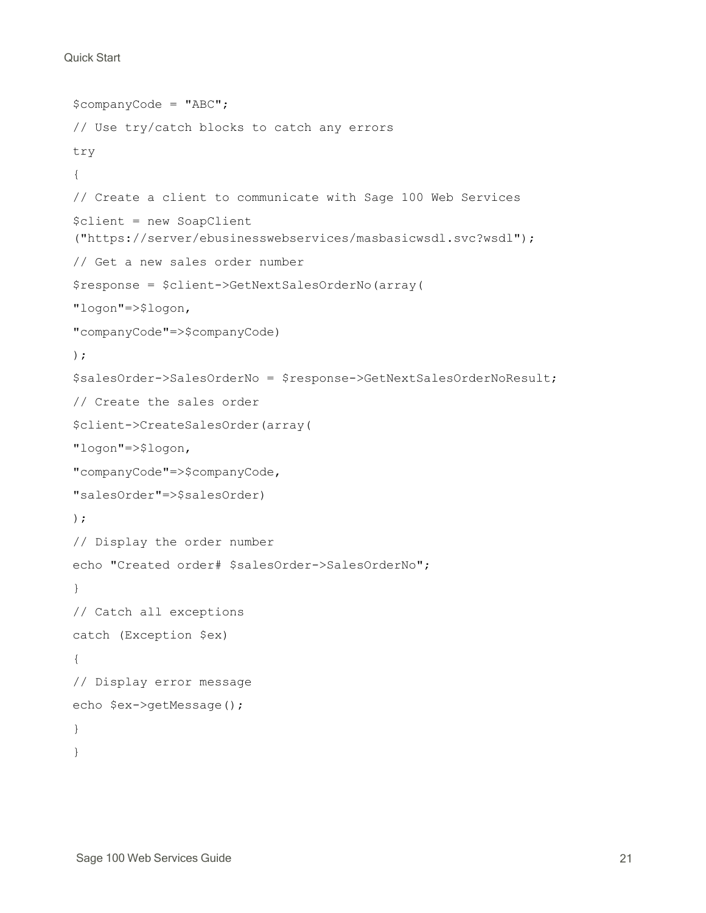```
$companyCode = "ABC";
// Use try/catch blocks to catch any errors
try
{
// Create a client to communicate with Sage 100 Web Services
$client = new SoapClient
("https://server/ebusinesswebservices/masbasicwsdl.svc?wsdl");
// Get a new sales order number
$response = $client->GetNextSalesOrderNo(array(
"logon"=>$logon,
"companyCode"=>$companyCode)
);
$salesOrder->SalesOrderNo = $response->GetNextSalesOrderNoResult;
// Create the sales order
$client->CreateSalesOrder(array(
"logon"=>$logon,
"companyCode"=>$companyCode,
"salesOrder"=>$salesOrder)
);
// Display the order number
echo "Created order# $salesOrder->SalesOrderNo";
}
// Catch all exceptions
catch (Exception $ex)
{
// Display error message
echo $ex->getMessage();
}
}
```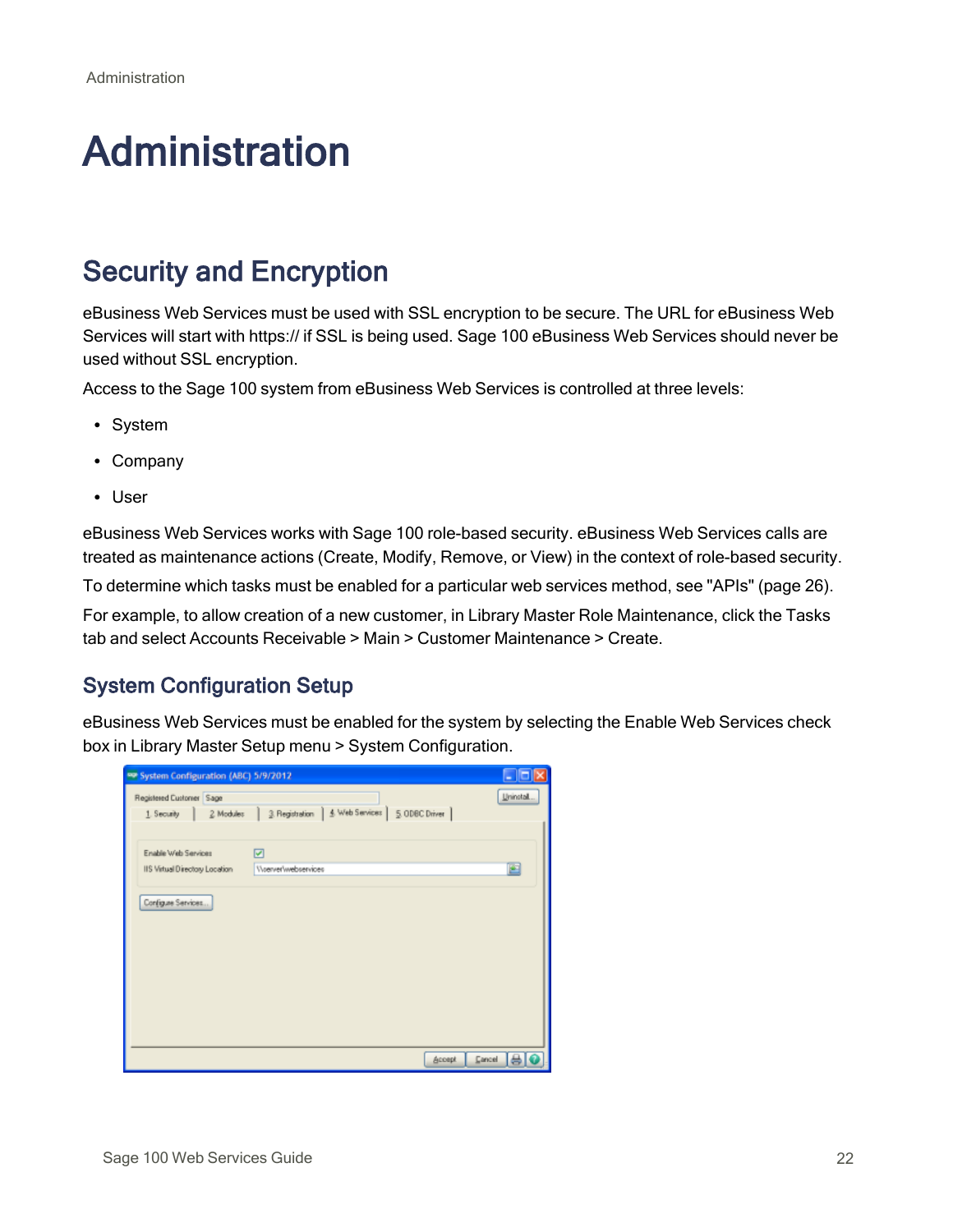# Administration

## Security and Encryption

eBusiness Web Services must be used with SSL encryption to be secure. The URL for eBusiness Web Services will start with https:// if SSL is being used. Sage 100 eBusiness Web Services should never be used without SSL encryption.

Access to the Sage 100 system from eBusiness Web Services is controlled at three levels:

- System
- Company
- User

eBusiness Web Services works with Sage 100 role-based security. eBusiness Web Services calls are treated as maintenance actions (Create, Modify, Remove, or View) in the context of role-based security.

To determine which tasks must be enabled for a particular web services method, see "APIs" (page 26).

For example, to allow creation of a new customer, in Library Master Role Maintenance, click the Tasks tab and select Accounts Receivable > Main > Customer Maintenance > Create.

### System Configuration Setup

eBusiness Web Services must be enabled for the system by selecting the Enable Web Services check box in Library Master Setup menu > System Configuration.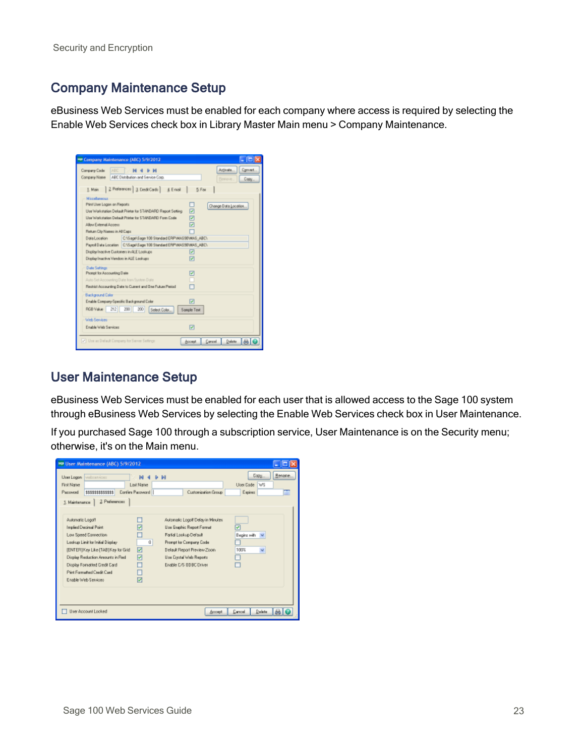## Company Maintenance Setup

eBusiness Web Services must be enabled for each company where access is required by selecting the Enable Web Services check box in Library Master Main menu > Company Maintenance.

## User Maintenance Setup

eBusiness Web Services must be enabled for each user that is allowed access to the Sage 100 system through eBusiness Web Services by selecting the Enable Web Services check box in User Maintenance.

If you purchased Sage 100 through a subscription service, User Maintenance is on the Security menu; otherwise, it's on the Main menu.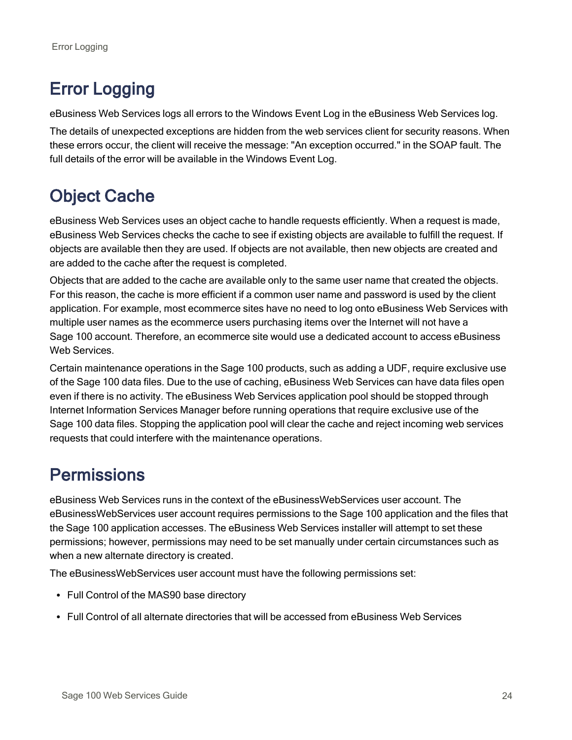# Error Logging

eBusiness Web Services logs all errors to the Windows Event Log in the eBusiness Web Services log.

The details of unexpected exceptions are hidden from the web services client for security reasons. When these errors occur, the client will receive the message: "An exception occurred." in the SOAP fault. The full details of the error will be available in the Windows Event Log.

# Object Cache

eBusiness Web Services uses an object cache to handle requests efficiently. When a request is made, eBusiness Web Services checks the cache to see if existing objects are available to fulfill the request. If objects are available then they are used. If objects are not available, then new objects are created and are added to the cache after the request is completed.

Objects that are added to the cache are available only to the same user name that created the objects. For this reason, the cache is more efficient if a common user name and password is used by the client application. For example, most ecommerce sites have no need to log onto eBusiness Web Services with multiple user names as the ecommerce users purchasing items over the Internet will not have a Sage 100 account. Therefore, an ecommerce site would use a dedicated account to access eBusiness Web Services.

Certain maintenance operations in the Sage 100 products, such as adding a UDF, require exclusive use of the Sage 100 data files. Due to the use of caching, eBusiness Web Services can have data files open even if there is no activity. The eBusiness Web Services application pool should be stopped through Internet Information Services Manager before running operations that require exclusive use of the Sage 100 data files. Stopping the application pool will clear the cache and reject incoming web services requests that could interfere with the maintenance operations.

# Permissions

eBusiness Web Services runs in the context of the eBusinessWebServices user account. The eBusinessWebServices user account requires permissions to the Sage 100 application and the files that the Sage 100 application accesses. The eBusiness Web Services installer will attempt to set these permissions; however, permissions may need to be set manually under certain circumstances such as when a new alternate directory is created.

The eBusinessWebServices user account must have the following permissions set:

- Full Control of the MAS90 base directory
- Full Control of all alternate directories that will be accessed from eBusiness Web Services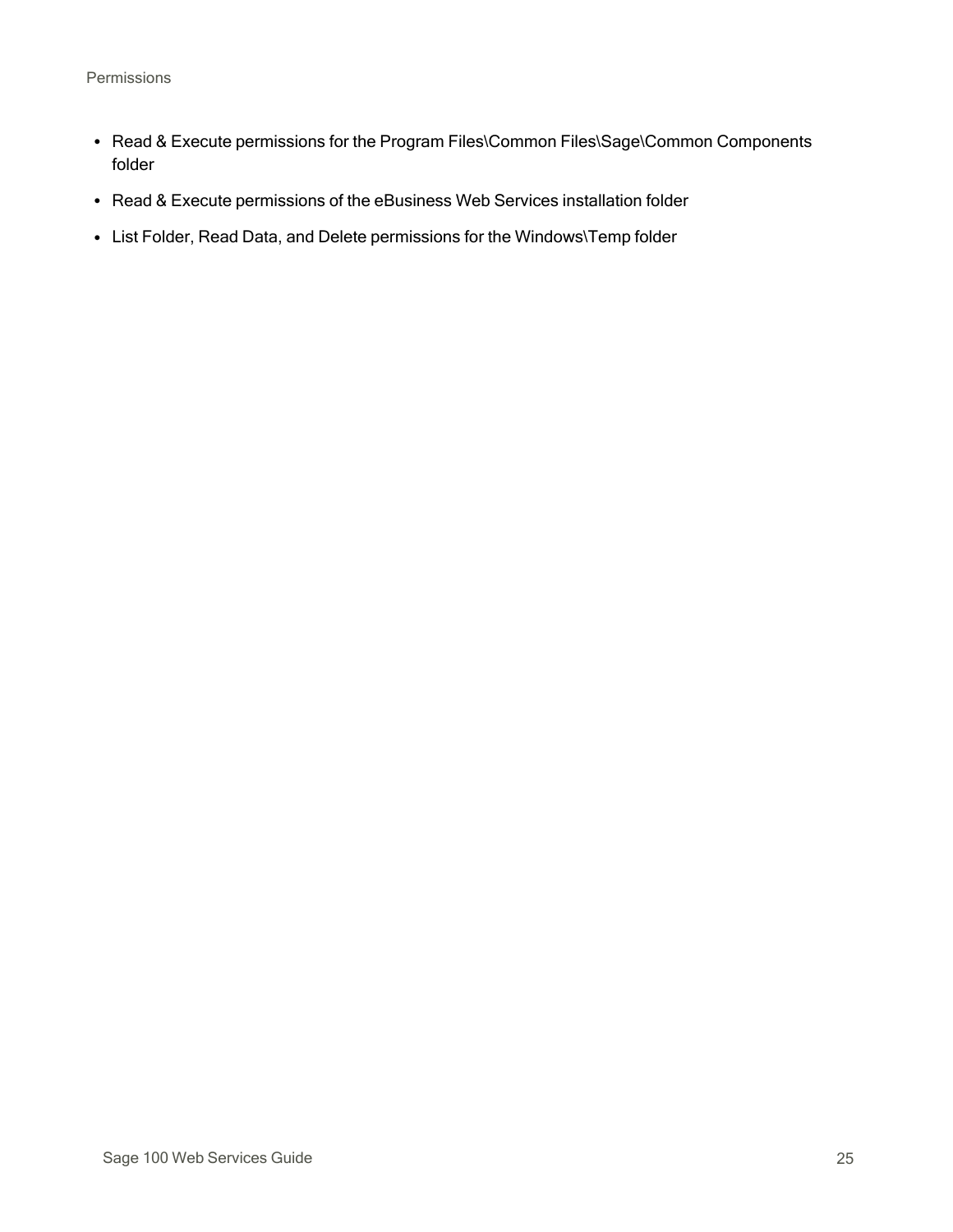- Read & Execute permissions for the Program Files\Common Files\Sage\Common Components folder
- Read & Execute permissions of the eBusiness Web Services installation folder
- List Folder, Read Data, and Delete permissions for the Windows\Temp folder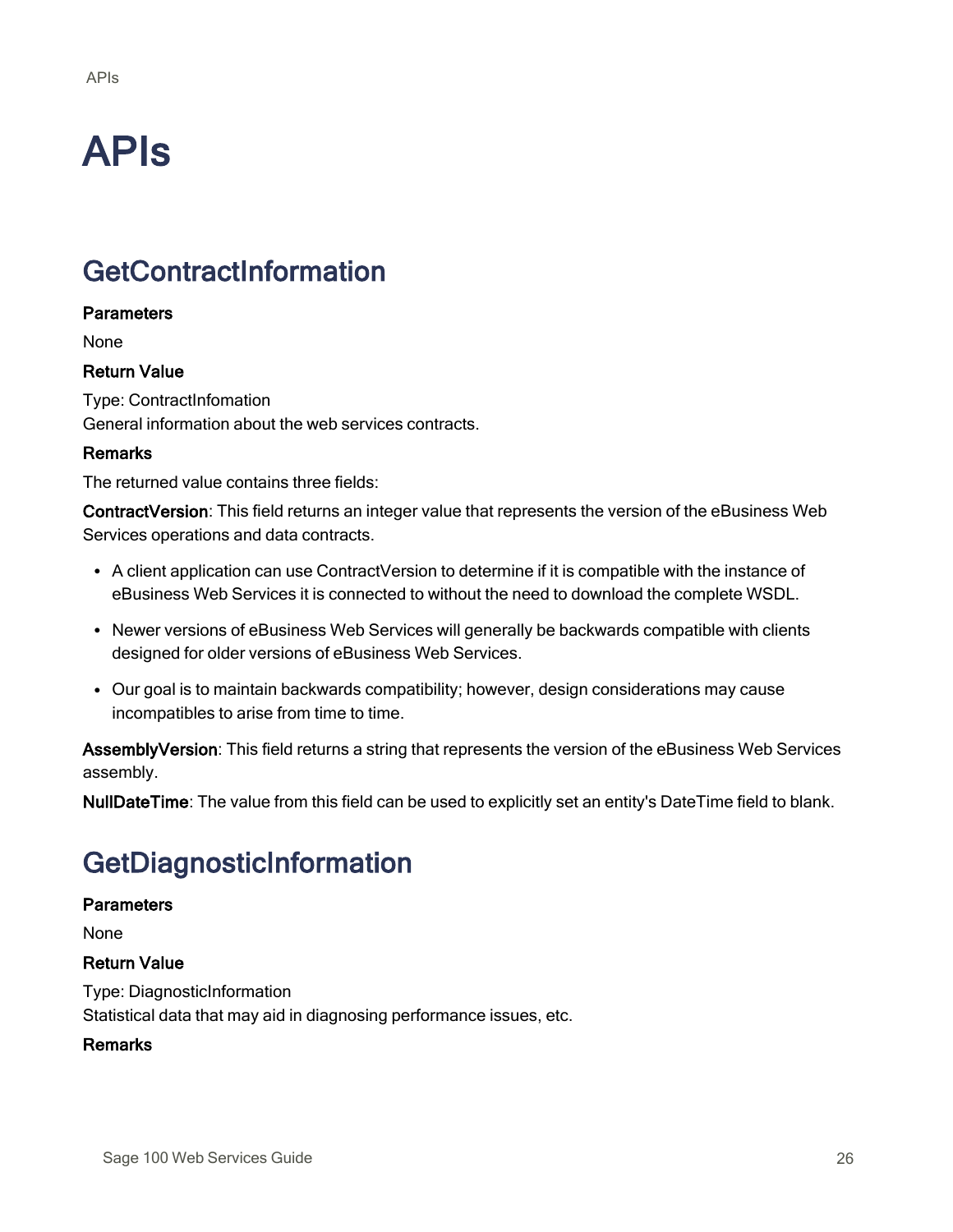# APIs

## GetContractInformation

**Parameters**

None

**Return Value**

Type: ContractInfomation
General information about the web services contracts.

**Remarks**

The returned value contains three fields:

**ContractVersion**: This field returns an integer value that represents the version of the eBusiness Web Services operations and data contracts.

- A client application can use ContractVersion to determine if it is compatible with the instance of eBusiness Web Services it is connected to without the need to download the complete WSDL.
- Newer versions of eBusiness Web Services will generally be backwards compatible with clients designed for older versions of eBusiness Web Services.
- Our goal is to maintain backwards compatibility; however, design considerations may cause incompatibles to arise from time to time.

**AssemblyVersion**: This field returns a string that represents the version of the eBusiness Web Services assembly.

**NullDateTime**: The value from this field can be used to explicitly set an entity's DateTime field to blank.

## GetDiagnosticInformation

**Parameters**

None

**Return Value**

Type: DiagnosticInformation
Statistical data that may aid in diagnosing performance issues, etc.

**Remarks**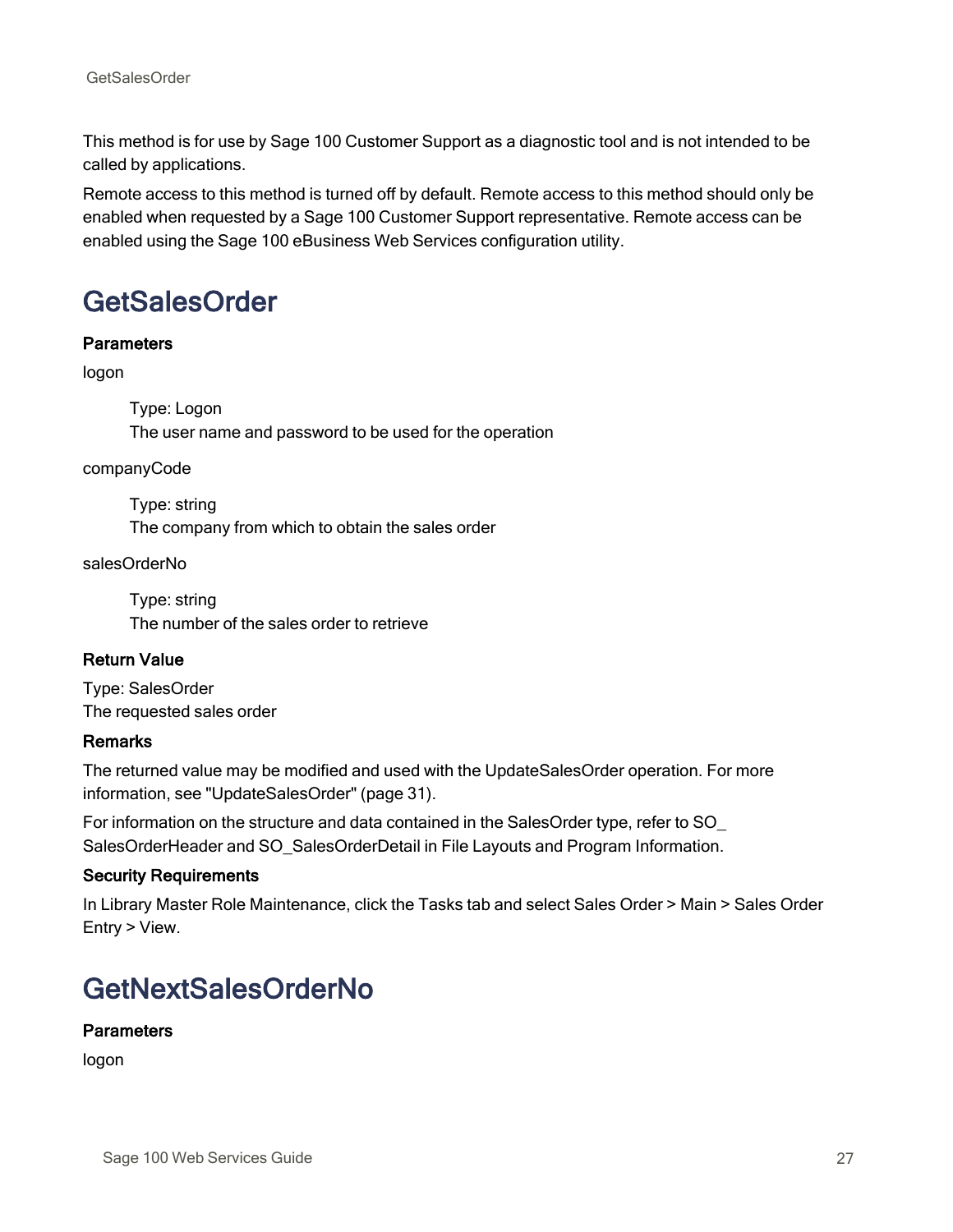This method is for use by Sage 100 Customer Support as a diagnostic tool and is not intended to be called by applications.

Remote access to this method is turned off by default. Remote access to this method should only be enabled when requested by a Sage 100 Customer Support representative. Remote access can be enabled using the Sage 100 eBusiness Web Services configuration utility.

# GetSalesOrder

**Parameters**

logon

> Type: Logon
> The user name and password to be used for the operation

companyCode

> Type: string
> The company from which to obtain the sales order

salesOrderNo

> Type: string
> The number of the sales order to retrieve

**Return Value**

Type: SalesOrder
The requested sales order

**Remarks**

The returned value may be modified and used with the UpdateSalesOrder operation. For more information, see "UpdateSalesOrder" (page 31).

For information on the structure and data contained in the SalesOrder type, refer to SO_SalesOrderHeader and SO_SalesOrderDetail in File Layouts and Program Information.

**Security Requirements**

In Library Master Role Maintenance, click the Tasks tab and select Sales Order > Main > Sales Order Entry > View.

# GetNextSalesOrderNo

**Parameters**

logon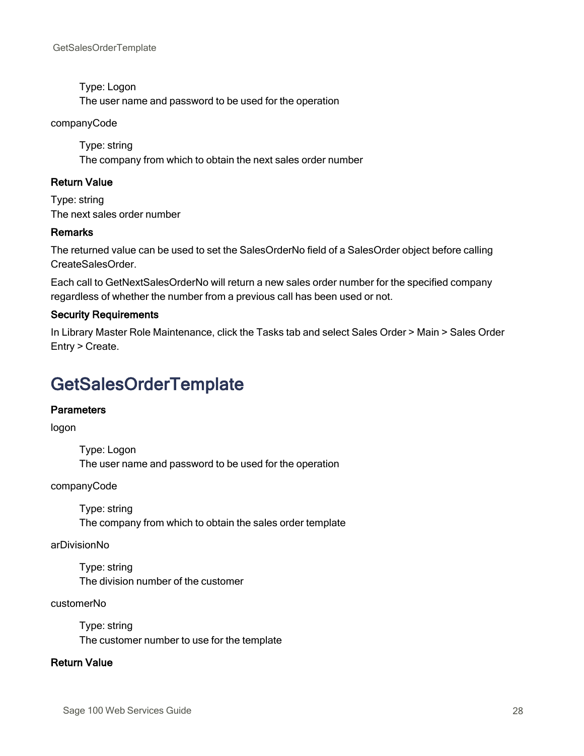Type: Logon
The user name and password to be used for the operation

companyCode

Type: string
The company from which to obtain the next sales order number

#### Return Value

Type: string
The next sales order number

#### Remarks

The returned value can be used to set the SalesOrderNo field of a SalesOrder object before calling CreateSalesOrder.

Each call to GetNextSalesOrderNo will return a new sales order number for the specified company regardless of whether the number from a previous call has been used or not.

#### Security Requirements

In Library Master Role Maintenance, click the Tasks tab and select Sales Order > Main > Sales Order Entry > Create.

## GetSalesOrderTemplate

#### Parameters

logon

Type: Logon
The user name and password to be used for the operation

companyCode

Type: string
The company from which to obtain the sales order template

arDivisionNo

Type: string
The division number of the customer

customerNo

Type: string
The customer number to use for the template

#### Return Value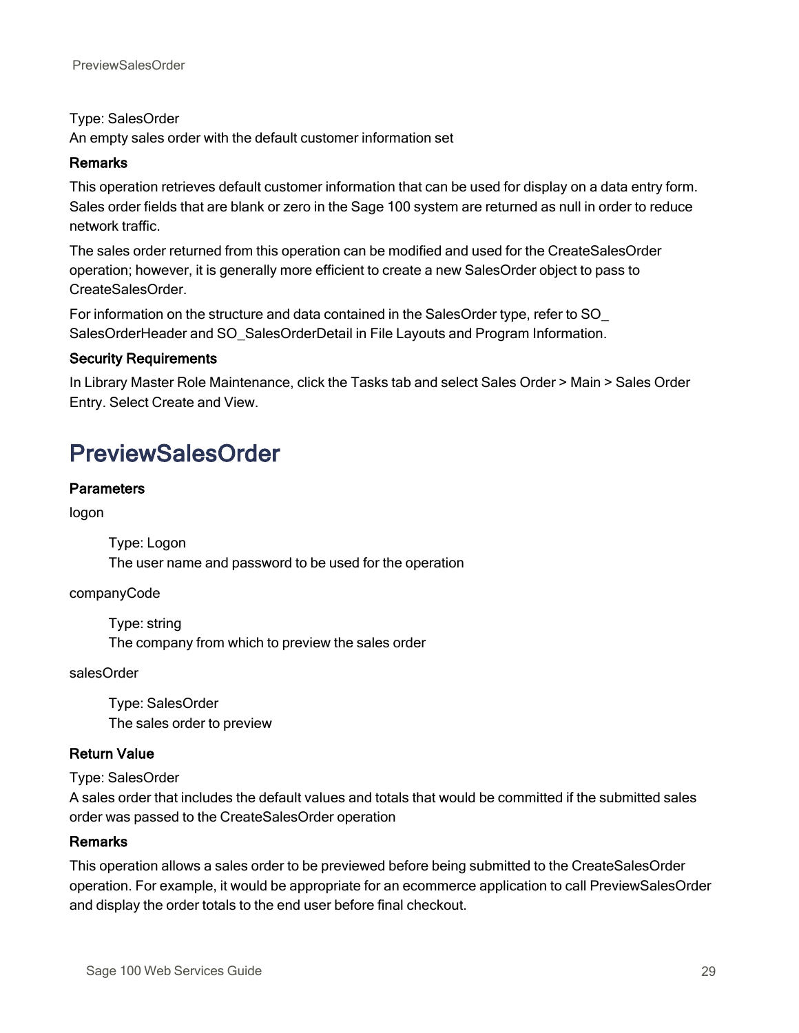Type: SalesOrder
An empty sales order with the default customer information set

### Remarks

This operation retrieves default customer information that can be used for display on a data entry form. Sales order fields that are blank or zero in the Sage 100 system are returned as null in order to reduce network traffic.

The sales order returned from this operation can be modified and used for the CreateSalesOrder operation; however, it is generally more efficient to create a new SalesOrder object to pass to CreateSalesOrder.

For information on the structure and data contained in the SalesOrder type, refer to SO_SalesOrderHeader and SO_SalesOrderDetail in File Layouts and Program Information.

### Security Requirements

In Library Master Role Maintenance, click the Tasks tab and select Sales Order > Main > Sales Order Entry. Select Create and View.

## PreviewSalesOrder

### Parameters

logon

> Type: Logon
> The user name and password to be used for the operation

companyCode

> Type: string
> The company from which to preview the sales order

salesOrder

> Type: SalesOrder
> The sales order to preview

### Return Value

Type: SalesOrder
A sales order that includes the default values and totals that would be committed if the submitted sales order was passed to the CreateSalesOrder operation

### Remarks

This operation allows a sales order to be previewed before being submitted to the CreateSalesOrder operation. For example, it would be appropriate for an ecommerce application to call PreviewSalesOrder and display the order totals to the end user before final checkout.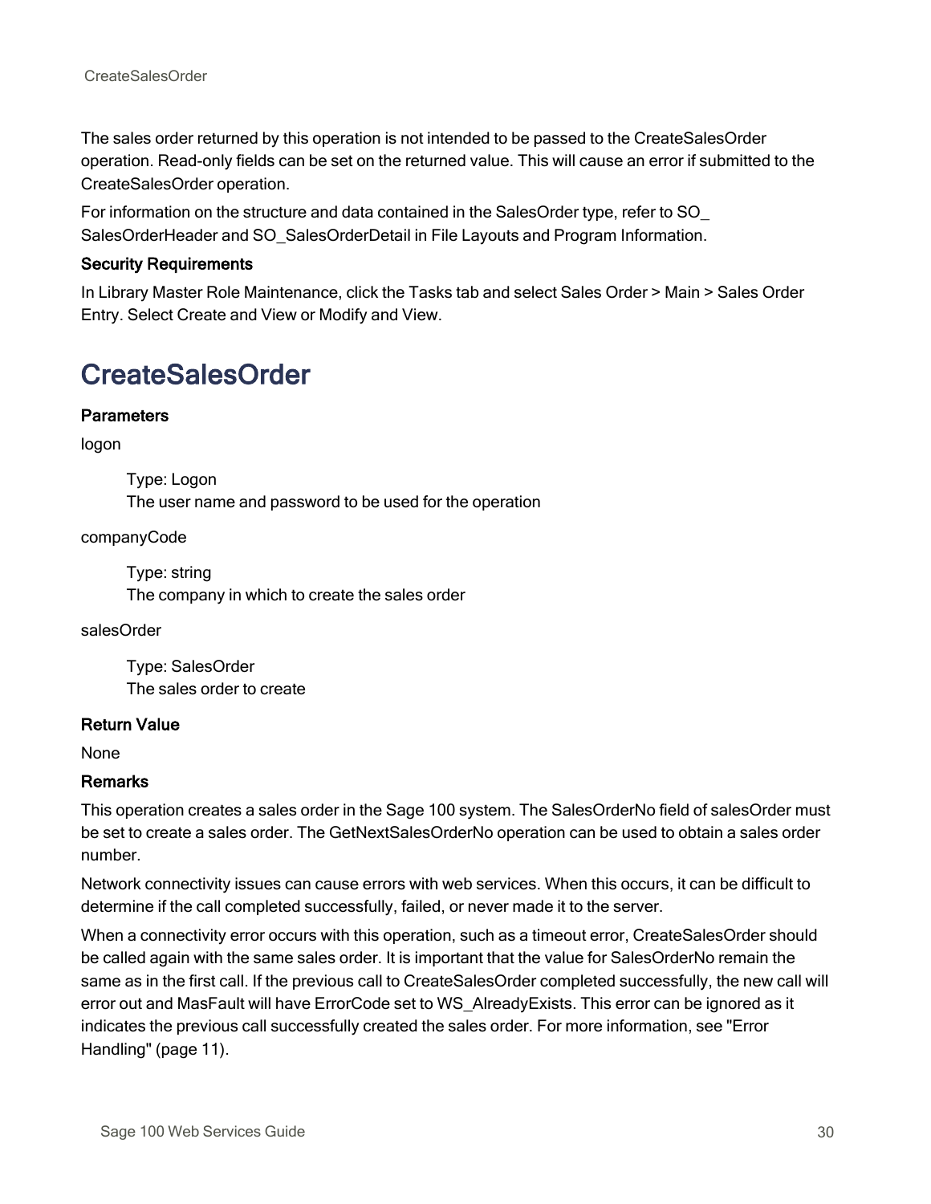The sales order returned by this operation is not intended to be passed to the CreateSalesOrder operation. Read-only fields can be set on the returned value. This will cause an error if submitted to the CreateSalesOrder operation.

For information on the structure and data contained in the SalesOrder type, refer to SO_SalesOrderHeader and SO_SalesOrderDetail in File Layouts and Program Information.

**Security Requirements**

In Library Master Role Maintenance, click the Tasks tab and select Sales Order > Main > Sales Order Entry. Select Create and View or Modify and View.

# CreateSalesOrder

**Parameters**

logon

> Type: Logon
> The user name and password to be used for the operation

companyCode

> Type: string
> The company in which to create the sales order

salesOrder

> Type: SalesOrder
> The sales order to create

**Return Value**

None

**Remarks**

This operation creates a sales order in the Sage 100 system. The SalesOrderNo field of salesOrder must be set to create a sales order. The GetNextSalesOrderNo operation can be used to obtain a sales order number.

Network connectivity issues can cause errors with web services. When this occurs, it can be difficult to determine if the call completed successfully, failed, or never made it to the server.

When a connectivity error occurs with this operation, such as a timeout error, CreateSalesOrder should be called again with the same sales order. It is important that the value for SalesOrderNo remain the same as in the first call. If the previous call to CreateSalesOrder completed successfully, the new call will error out and MasFault will have ErrorCode set to WS_AlreadyExists. This error can be ignored as it indicates the previous call successfully created the sales order. For more information, see "Error Handling" (page 11).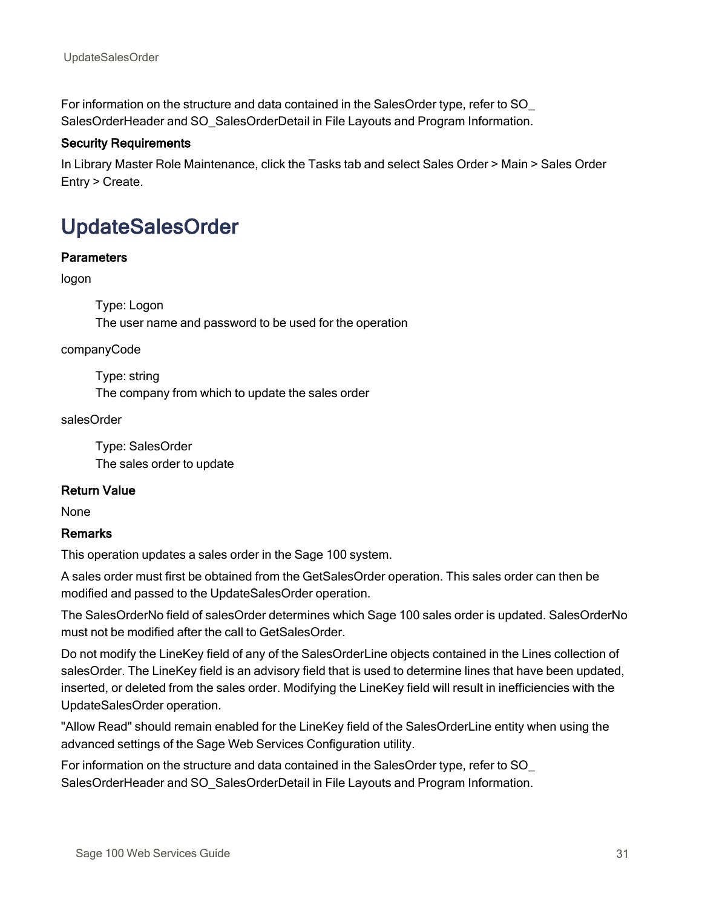For information on the structure and data contained in the SalesOrder type, refer to SO_SalesOrderHeader and SO_SalesOrderDetail in File Layouts and Program Information.

**Security Requirements**

In Library Master Role Maintenance, click the Tasks tab and select Sales Order > Main > Sales Order Entry > Create.

# UpdateSalesOrder

**Parameters**

logon

> Type: Logon
> The user name and password to be used for the operation

companyCode

> Type: string
> The company from which to update the sales order

salesOrder

> Type: SalesOrder
> The sales order to update

**Return Value**

None

**Remarks**

This operation updates a sales order in the Sage 100 system.

A sales order must first be obtained from the GetSalesOrder operation. This sales order can then be modified and passed to the UpdateSalesOrder operation.

The SalesOrderNo field of salesOrder determines which Sage 100 sales order is updated. SalesOrderNo must not be modified after the call to GetSalesOrder.

Do not modify the LineKey field of any of the SalesOrderLine objects contained in the Lines collection of salesOrder. The LineKey field is an advisory field that is used to determine lines that have been updated, inserted, or deleted from the sales order. Modifying the LineKey field will result in inefficiencies with the UpdateSalesOrder operation.

"Allow Read" should remain enabled for the LineKey field of the SalesOrderLine entity when using the advanced settings of the Sage Web Services Configuration utility.

For information on the structure and data contained in the SalesOrder type, refer to SO_SalesOrderHeader and SO_SalesOrderDetail in File Layouts and Program Information.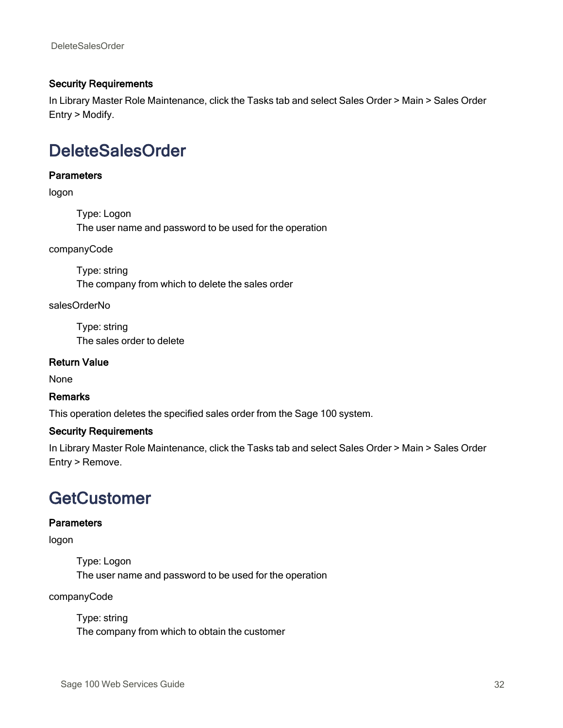### Security Requirements

In Library Master Role Maintenance, click the Tasks tab and select Sales Order > Main > Sales Order Entry > Modify.

## DeleteSalesOrder

### Parameters

logon

> Type: Logon
> The user name and password to be used for the operation

companyCode

> Type: string
> The company from which to delete the sales order

salesOrderNo

> Type: string
> The sales order to delete

### Return Value

None

### Remarks

This operation deletes the specified sales order from the Sage 100 system.

### Security Requirements

In Library Master Role Maintenance, click the Tasks tab and select Sales Order > Main > Sales Order Entry > Remove.

## GetCustomer

### Parameters

logon

> Type: Logon
> The user name and password to be used for the operation

companyCode

> Type: string
> The company from which to obtain the customer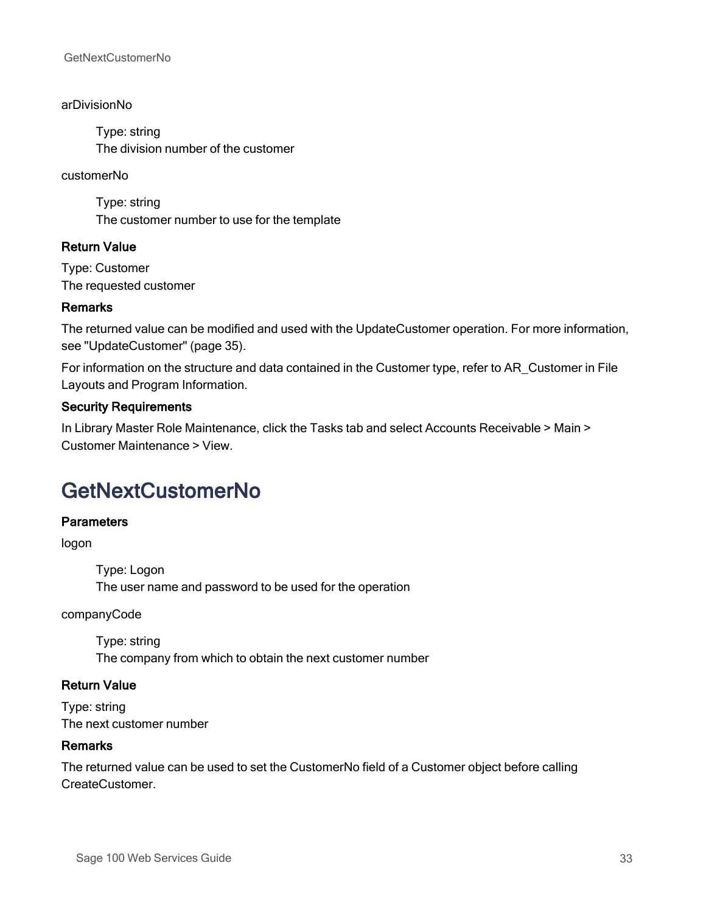arDivisionNo

Type: string
The division number of the customer

customerNo

Type: string
The customer number to use for the template

**Return Value**

Type: Customer
The requested customer

**Remarks**

The returned value can be modified and used with the UpdateCustomer operation. For more information, see "UpdateCustomer" (page 35).

For information on the structure and data contained in the Customer type, refer to AR_Customer in File Layouts and Program Information.

**Security Requirements**

In Library Master Role Maintenance, click the Tasks tab and select Accounts Receivable > Main > Customer Maintenance > View.

# GetNextCustomerNo

**Parameters**

logon

Type: Logon
The user name and password to be used for the operation

companyCode

Type: string
The company from which to obtain the next customer number

**Return Value**

Type: string
The next customer number

**Remarks**

The returned value can be used to set the CustomerNo field of a Customer object before calling CreateCustomer.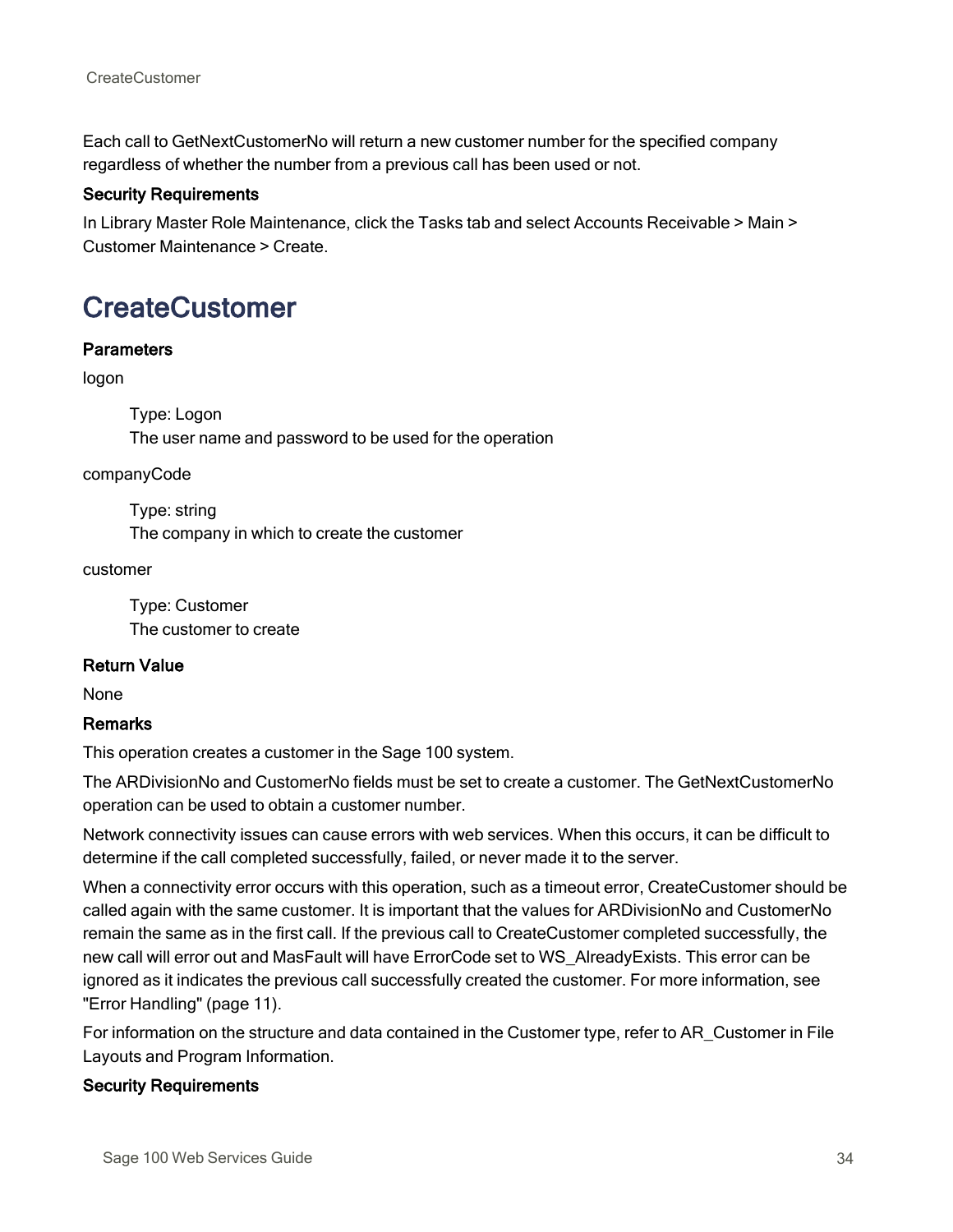Each call to GetNextCustomerNo will return a new customer number for the specified company regardless of whether the number from a previous call has been used or not.

**Security Requirements**

In Library Master Role Maintenance, click the Tasks tab and select Accounts Receivable > Main > Customer Maintenance > Create.

# CreateCustomer

**Parameters**

logon

> Type: Logon
> The user name and password to be used for the operation

companyCode

> Type: string
> The company in which to create the customer

customer

> Type: Customer
> The customer to create

**Return Value**

None

**Remarks**

This operation creates a customer in the Sage 100 system.

The ARDivisionNo and CustomerNo fields must be set to create a customer. The GetNextCustomerNo operation can be used to obtain a customer number.

Network connectivity issues can cause errors with web services. When this occurs, it can be difficult to determine if the call completed successfully, failed, or never made it to the server.

When a connectivity error occurs with this operation, such as a timeout error, CreateCustomer should be called again with the same customer. It is important that the values for ARDivisionNo and CustomerNo remain the same as in the first call. If the previous call to CreateCustomer completed successfully, the new call will error out and MasFault will have ErrorCode set to WS_AlreadyExists. This error can be ignored as it indicates the previous call successfully created the customer. For more information, see "Error Handling" (page 11).

For information on the structure and data contained in the Customer type, refer to AR_Customer in File Layouts and Program Information.

**Security Requirements**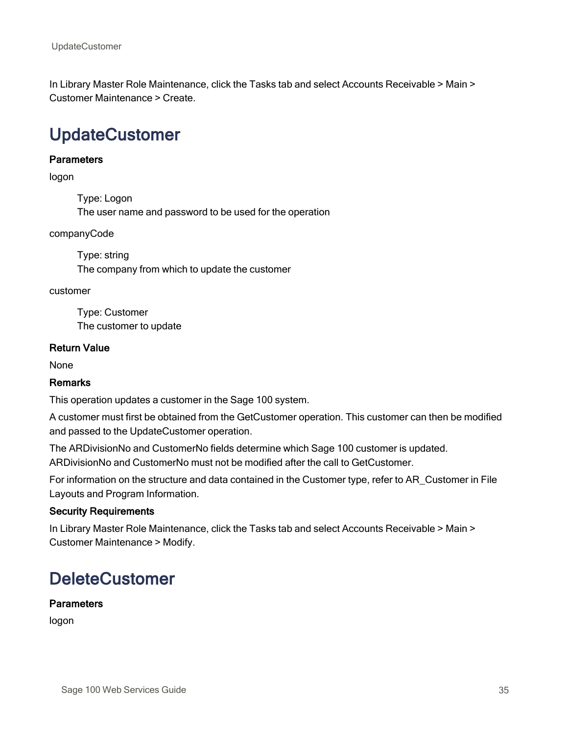In Library Master Role Maintenance, click the Tasks tab and select Accounts Receivable > Main > Customer Maintenance > Create.

## UpdateCustomer

**Parameters**

logon

> Type: Logon
> The user name and password to be used for the operation

companyCode

> Type: string
> The company from which to update the customer

customer

> Type: Customer
> The customer to update

**Return Value**

None

**Remarks**

This operation updates a customer in the Sage 100 system.

A customer must first be obtained from the GetCustomer operation. This customer can then be modified and passed to the UpdateCustomer operation.

The ARDivisionNo and CustomerNo fields determine which Sage 100 customer is updated. ARDivisionNo and CustomerNo must not be modified after the call to GetCustomer.

For information on the structure and data contained in the Customer type, refer to AR_Customer in File Layouts and Program Information.

**Security Requirements**

In Library Master Role Maintenance, click the Tasks tab and select Accounts Receivable > Main > Customer Maintenance > Modify.

## DeleteCustomer

**Parameters**

logon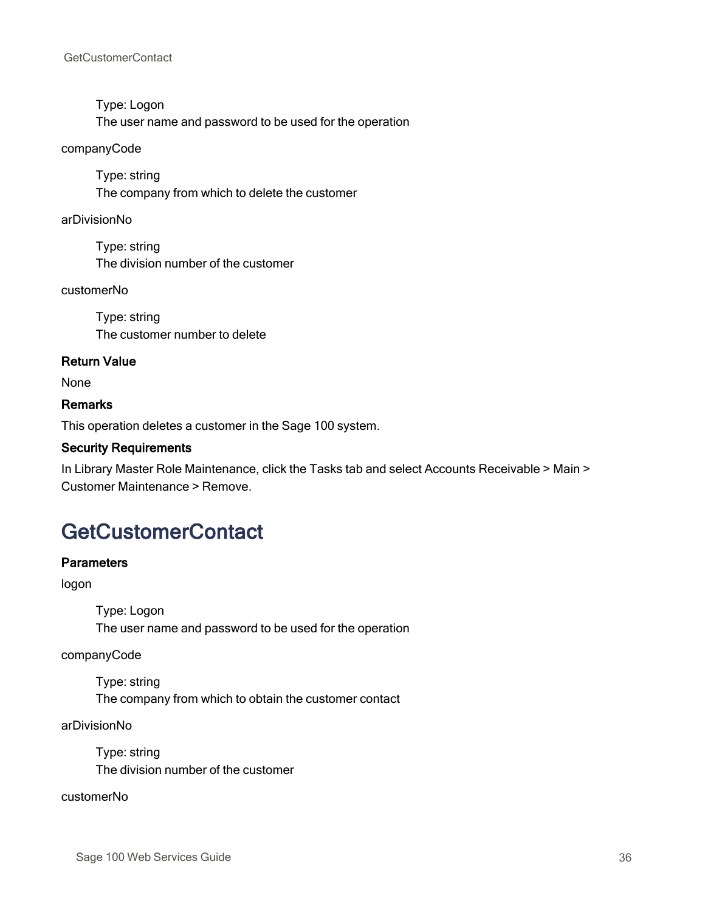Type: Logon
The user name and password to be used for the operation

companyCode

Type: string
The company from which to delete the customer

arDivisionNo

Type: string
The division number of the customer

customerNo

Type: string
The customer number to delete

### Return Value

None

### Remarks

This operation deletes a customer in the Sage 100 system.

### Security Requirements

In Library Master Role Maintenance, click the Tasks tab and select Accounts Receivable > Main > Customer Maintenance > Remove.

## GetCustomerContact

### Parameters

logon

Type: Logon
The user name and password to be used for the operation

companyCode

Type: string
The company from which to obtain the customer contact

arDivisionNo

Type: string
The division number of the customer

customerNo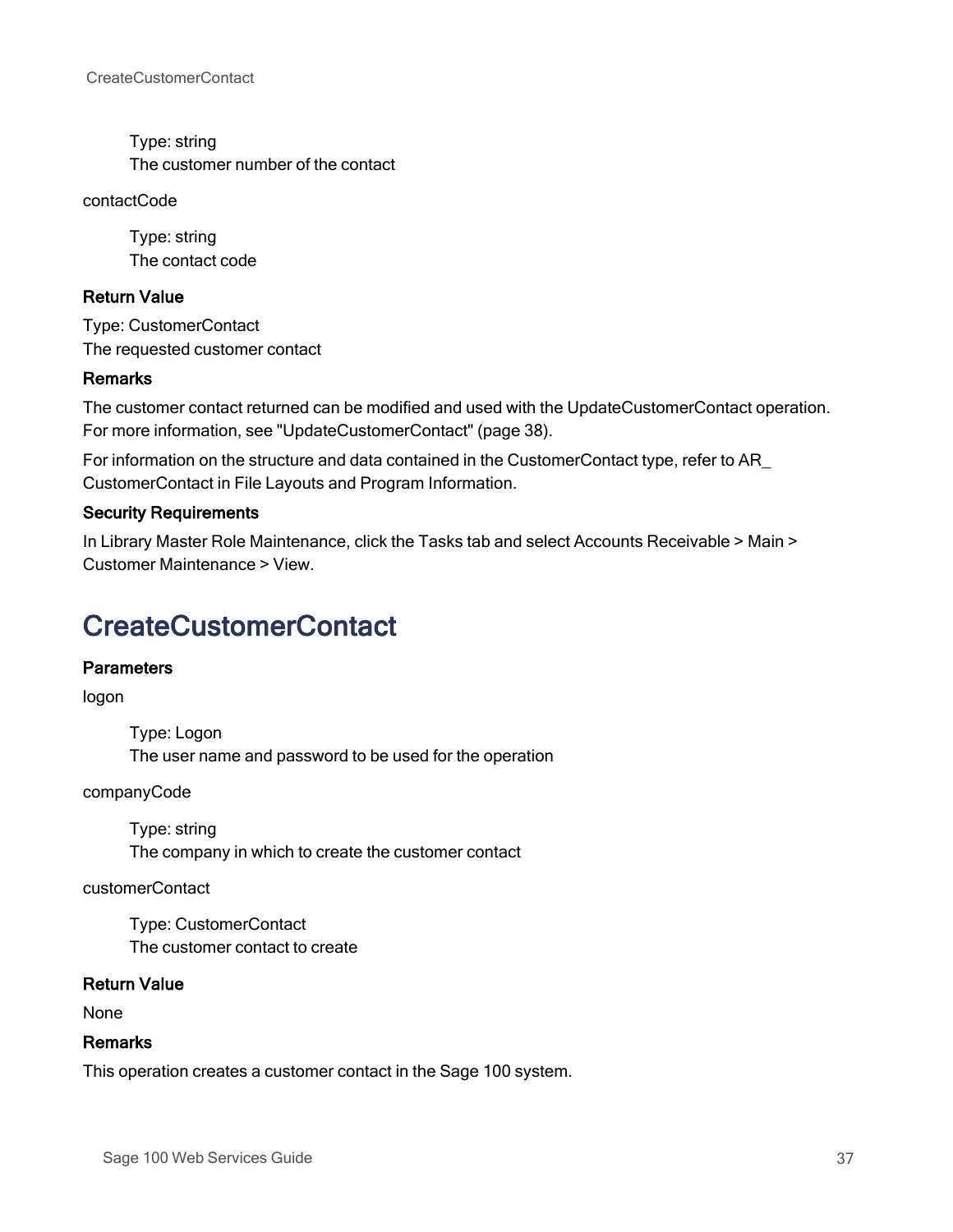Type: string
The customer number of the contact

contactCode

Type: string
The contact code

**Return Value**

Type: CustomerContact
The requested customer contact

**Remarks**

The customer contact returned can be modified and used with the UpdateCustomerContact operation. For more information, see "UpdateCustomerContact" (page 38).

For information on the structure and data contained in the CustomerContact type, refer to AR_CustomerContact in File Layouts and Program Information.

**Security Requirements**

In Library Master Role Maintenance, click the Tasks tab and select Accounts Receivable > Main > Customer Maintenance > View.

## CreateCustomerContact

**Parameters**

logon

Type: Logon
The user name and password to be used for the operation

companyCode

Type: string
The company in which to create the customer contact

customerContact

Type: CustomerContact
The customer contact to create

**Return Value**

None

**Remarks**

This operation creates a customer contact in the Sage 100 system.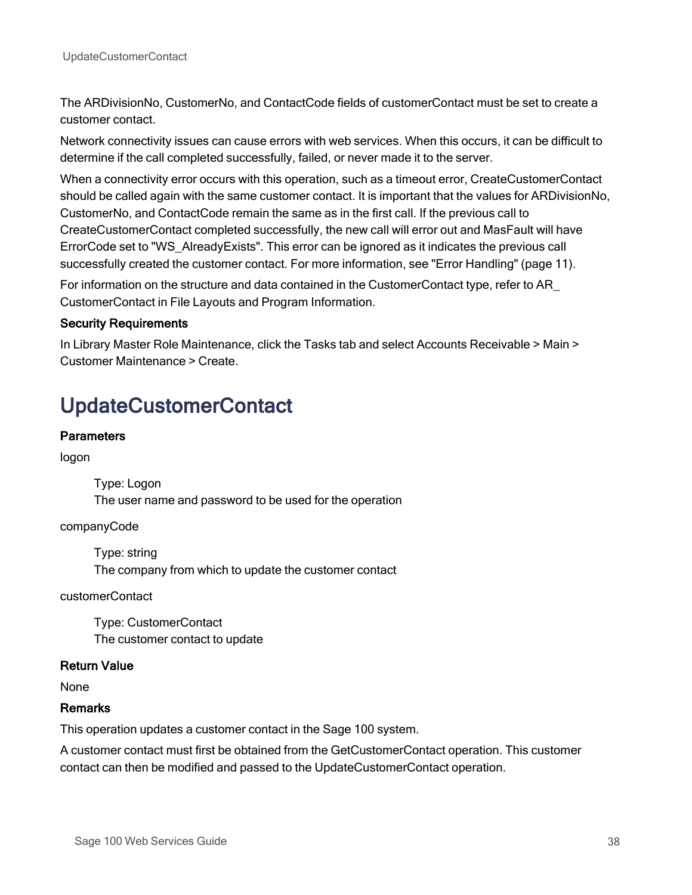The ARDivisionNo, CustomerNo, and ContactCode fields of customerContact must be set to create a customer contact.

Network connectivity issues can cause errors with web services. When this occurs, it can be difficult to determine if the call completed successfully, failed, or never made it to the server.

When a connectivity error occurs with this operation, such as a timeout error, CreateCustomerContact should be called again with the same customer contact. It is important that the values for ARDivisionNo, CustomerNo, and ContactCode remain the same as in the first call. If the previous call to CreateCustomerContact completed successfully, the new call will error out and MasFault will have ErrorCode set to "WS_AlreadyExists". This error can be ignored as it indicates the previous call successfully created the customer contact. For more information, see "Error Handling" (page 11).

For information on the structure and data contained in the CustomerContact type, refer to AR_CustomerContact in File Layouts and Program Information.

**Security Requirements**

In Library Master Role Maintenance, click the Tasks tab and select Accounts Receivable > Main > Customer Maintenance > Create.

# UpdateCustomerContact

**Parameters**

logon

> Type: Logon
> The user name and password to be used for the operation

companyCode

> Type: string
> The company from which to update the customer contact

customerContact

> Type: CustomerContact
> The customer contact to update

**Return Value**

None

**Remarks**

This operation updates a customer contact in the Sage 100 system.

A customer contact must first be obtained from the GetCustomerContact operation. This customer contact can then be modified and passed to the UpdateCustomerContact operation.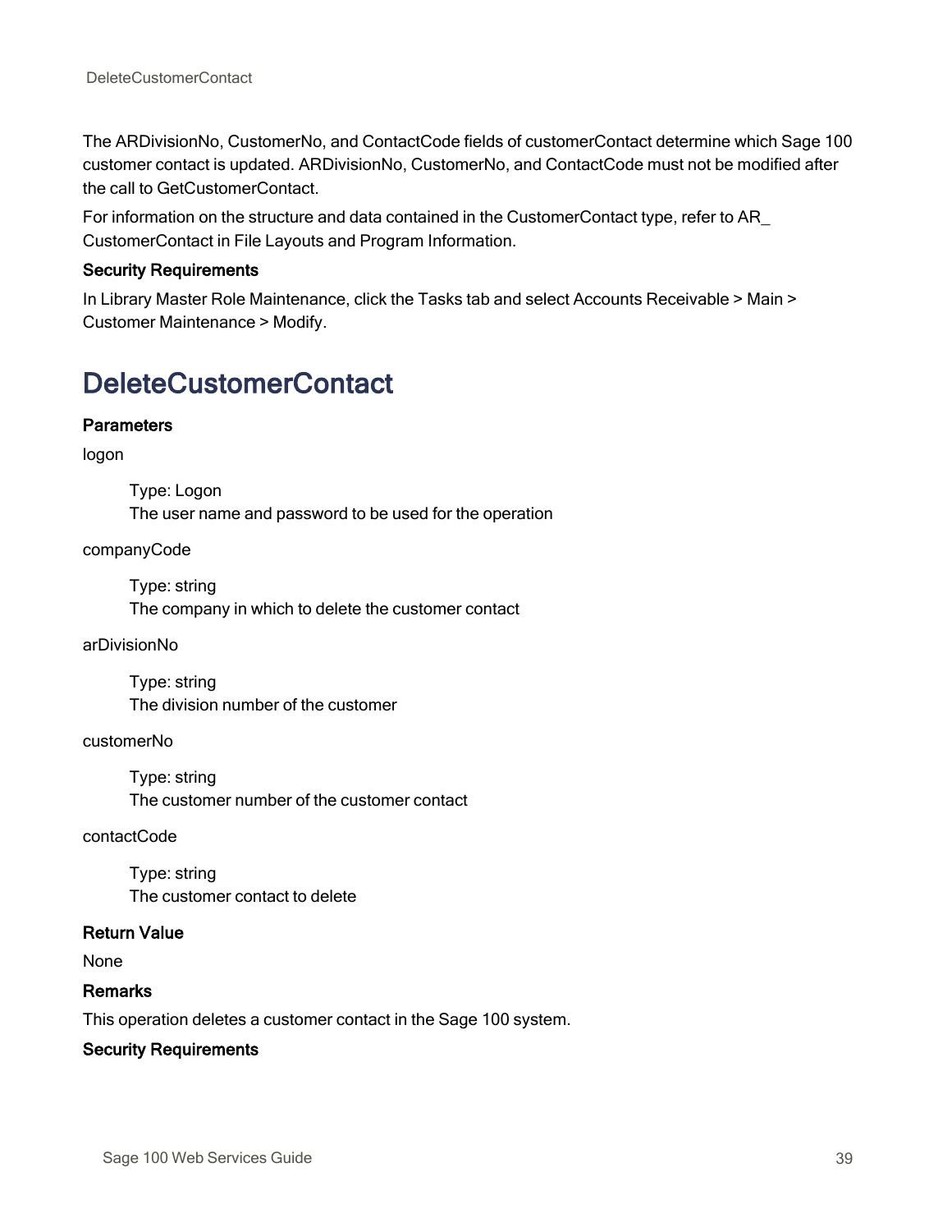The ARDivisionNo, CustomerNo, and ContactCode fields of customerContact determine which Sage 100 customer contact is updated. ARDivisionNo, CustomerNo, and ContactCode must not be modified after the call to GetCustomerContact.

For information on the structure and data contained in the CustomerContact type, refer to AR_CustomerContact in File Layouts and Program Information.

**Security Requirements**

In Library Master Role Maintenance, click the Tasks tab and select Accounts Receivable > Main > Customer Maintenance > Modify.

## DeleteCustomerContact

**Parameters**

logon

> Type: Logon
> The user name and password to be used for the operation

companyCode

> Type: string
> The company in which to delete the customer contact

arDivisionNo

> Type: string
> The division number of the customer

customerNo

> Type: string
> The customer number of the customer contact

contactCode

> Type: string
> The customer contact to delete

**Return Value**

None

**Remarks**

This operation deletes a customer contact in the Sage 100 system.

**Security Requirements**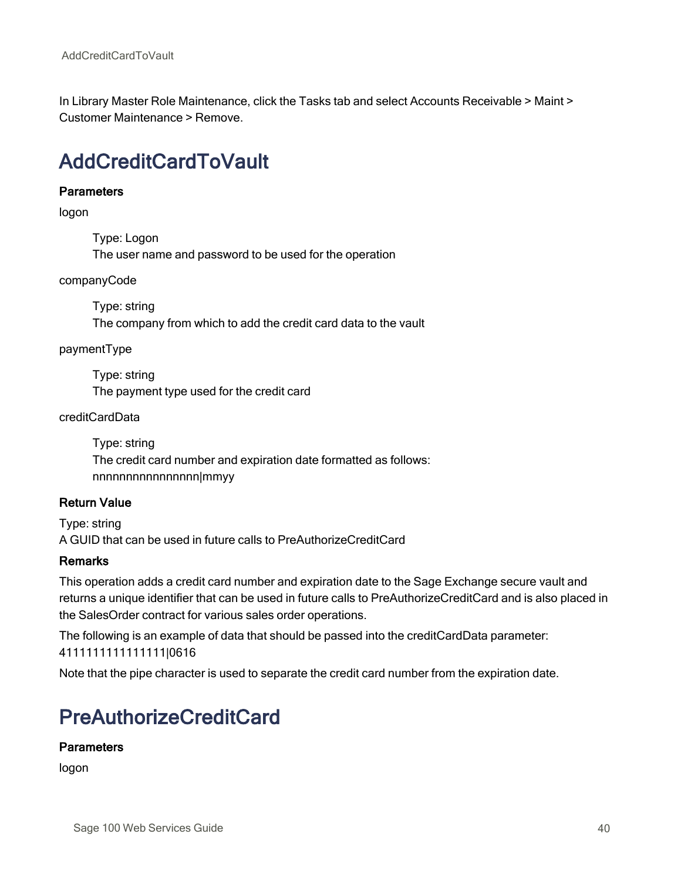In Library Master Role Maintenance, click the Tasks tab and select Accounts Receivable > Maint > Customer Maintenance > Remove.

# AddCreditCardToVault

**Parameters**

logon

> Type: Logon
> The user name and password to be used for the operation

companyCode

> Type: string
> The company from which to add the credit card data to the vault

paymentType

> Type: string
> The payment type used for the credit card

creditCardData

> Type: string
> The credit card number and expiration date formatted as follows:
> nnnnnnnnnnnnnnnn|mmyy

**Return Value**

Type: string
A GUID that can be used in future calls to PreAuthorizeCreditCard

**Remarks**

This operation adds a credit card number and expiration date to the Sage Exchange secure vault and returns a unique identifier that can be used in future calls to PreAuthorizeCreditCard and is also placed in the SalesOrder contract for various sales order operations.

The following is an example of data that should be passed into the creditCardData parameter:
4111111111111111|0616

Note that the pipe character is used to separate the credit card number from the expiration date.

# PreAuthorizeCreditCard

**Parameters**

logon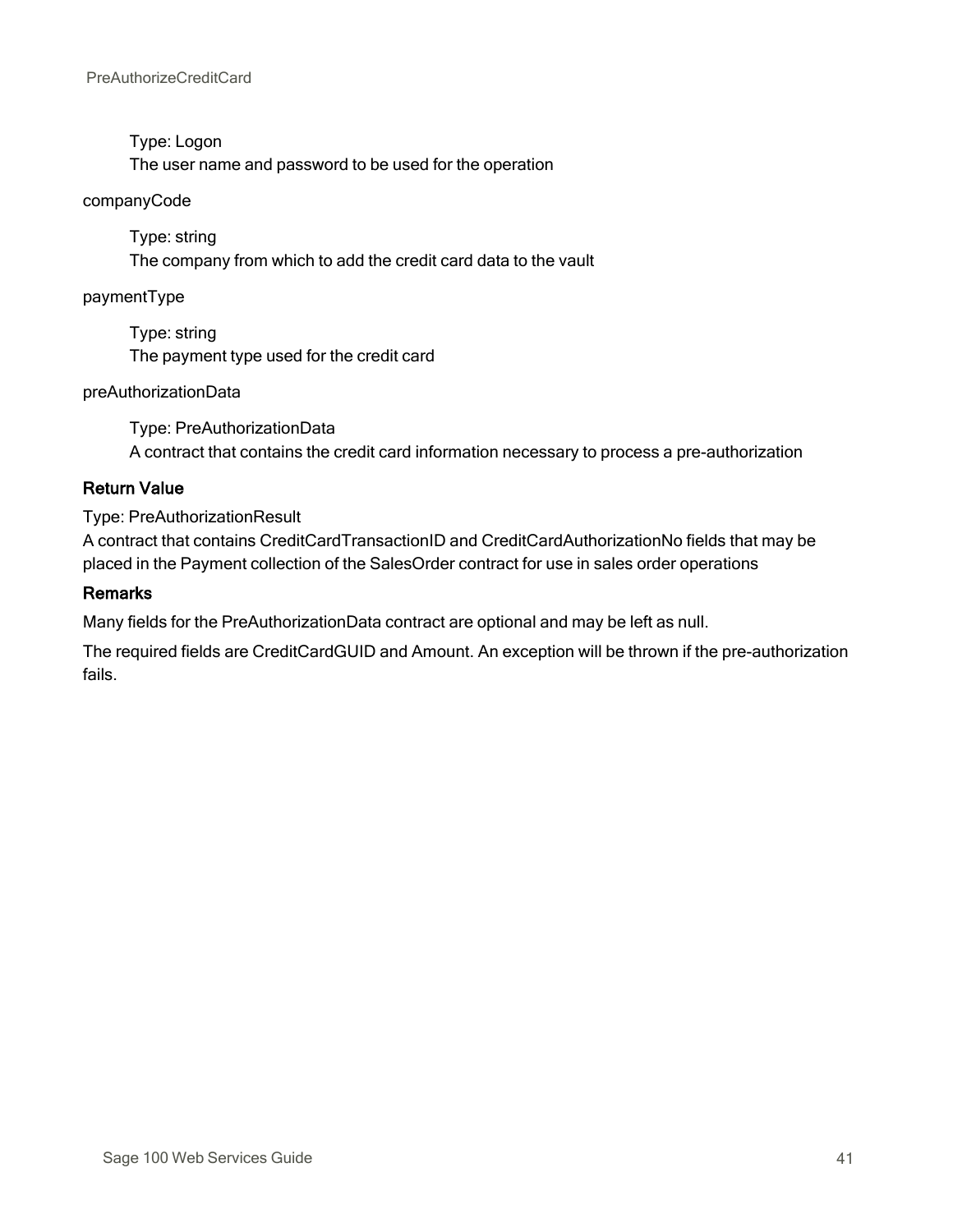Type: Logon
The user name and password to be used for the operation

companyCode

Type: string
The company from which to add the credit card data to the vault

paymentType

Type: string
The payment type used for the credit card

preAuthorizationData

Type: PreAuthorizationData
A contract that contains the credit card information necessary to process a pre-authorization

### Return Value

Type: PreAuthorizationResult
A contract that contains CreditCardTransactionID and CreditCardAuthorizationNo fields that may be placed in the Payment collection of the SalesOrder contract for use in sales order operations

### Remarks

Many fields for the PreAuthorizationData contract are optional and may be left as null.

The required fields are CreditCardGUID and Amount. An exception will be thrown if the pre-authorization fails.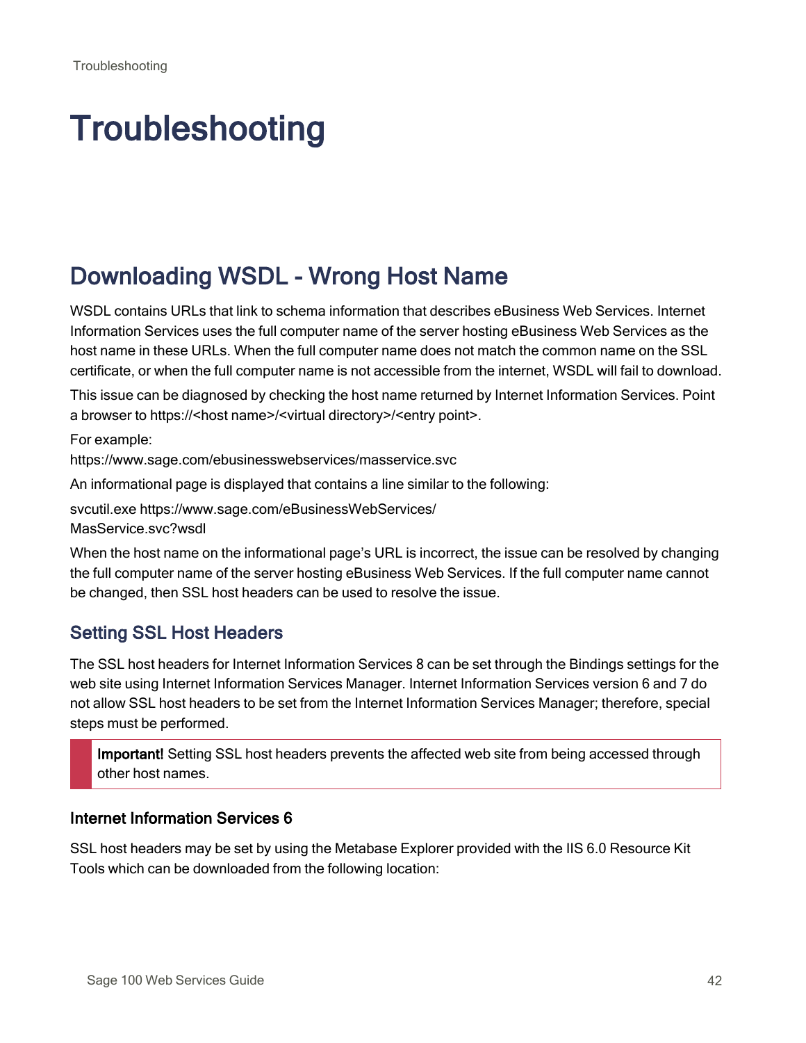# Troubleshooting

## Downloading WSDL - Wrong Host Name

WSDL contains URLs that link to schema information that describes eBusiness Web Services. Internet Information Services uses the full computer name of the server hosting eBusiness Web Services as the host name in these URLs. When the full computer name does not match the common name on the SSL certificate, or when the full computer name is not accessible from the internet, WSDL will fail to download.

This issue can be diagnosed by checking the host name returned by Internet Information Services. Point a browser to https://<host name>/<virtual directory>/<entry point>.

For example:

https://www.sage.com/ebusinesswebservices/masservice.svc

An informational page is displayed that contains a line similar to the following:

svcutil.exe https://www.sage.com/eBusinessWebServices/
MasService.svc?wsdl

When the host name on the informational page's URL is incorrect, the issue can be resolved by changing the full computer name of the server hosting eBusiness Web Services. If the full computer name cannot be changed, then SSL host headers can be used to resolve the issue.

### Setting SSL Host Headers

The SSL host headers for Internet Information Services 8 can be set through the Bindings settings for the web site using Internet Information Services Manager. Internet Information Services version 6 and 7 do not allow SSL host headers to be set from the Internet Information Services Manager; therefore, special steps must be performed.

> **Important!** Setting SSL host headers prevents the affected web site from being accessed through other host names.

#### Internet Information Services 6

SSL host headers may be set by using the Metabase Explorer provided with the IIS 6.0 Resource Kit Tools which can be downloaded from the following location: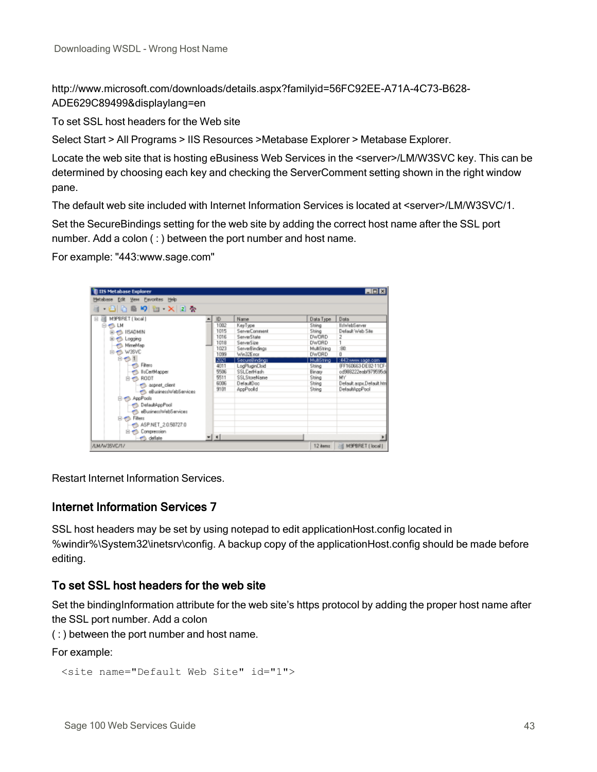http://www.microsoft.com/downloads/details.aspx?familyid=56FC92EE-A71A-4C73-B628-ADE629C89499&displaylang=en

To set SSL host headers for the Web site

Select Start > All Programs > IIS Resources >Metabase Explorer > Metabase Explorer.

Locate the web site that is hosting eBusiness Web Services in the <server>/LM/W3SVC key. This can be determined by choosing each key and checking the ServerComment setting shown in the right window pane.

The default web site included with Internet Information Services is located at <server>/LM/W3SVC/1.

Set the SecureBindings setting for the web site by adding the correct host name after the SSL port number. Add a colon ( : ) between the port number and host name.

For example: "443:www.sage.com"

Restart Internet Information Services.

## Internet Information Services 7

SSL host headers may be set by using notepad to edit applicationHost.config located in %windir%\System32\inetsrv\config. A backup copy of the applicationHost.config should be made before editing.

### To set SSL host headers for the web site

Set the bindingInformation attribute for the web site's https protocol by adding the proper host name after the SSL port number. Add a colon
( : ) between the port number and host name.

For example:

```
<site name="Default Web Site" id="1">
```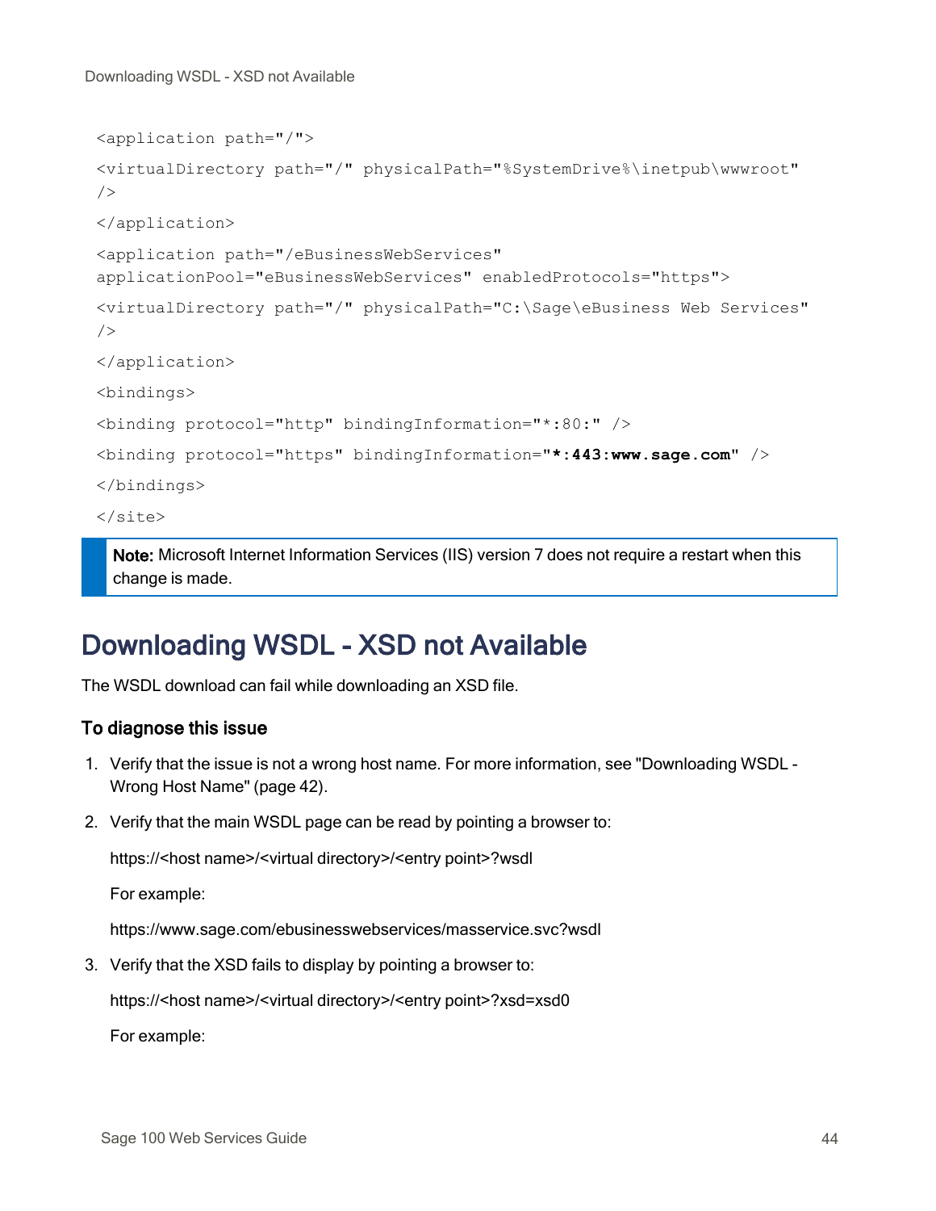```
<application path="/">
<virtualDirectory path="/" physicalPath="%SystemDrive%\inetpub\wwwroot"
/>
</application>
<application path="/eBusinessWebServices"
applicationPool="eBusinessWebServices" enabledProtocols="https">
<virtualDirectory path="/" physicalPath="C:\Sage\eBusiness Web Services"
/>
</application>
<bindings>
<binding protocol="http" bindingInformation="*:80:" />
<binding protocol="https" bindingInformation="*:443:www.sage.com" />
</bindings>
</site>
```

> **Note:** Microsoft Internet Information Services (IIS) version 7 does not require a restart when this change is made.

## Downloading WSDL - XSD not Available

The WSDL download can fail while downloading an XSD file.

### To diagnose this issue

1. Verify that the issue is not a wrong host name. For more information, see "Downloading WSDL - Wrong Host Name" (page 42).
2. Verify that the main WSDL page can be read by pointing a browser to:

   https://<host name>/<virtual directory>/<entry point>?wsdl

   For example:

   https://www.sage.com/ebusinesswebservices/masservice.svc?wsdl
3. Verify that the XSD fails to display by pointing a browser to:

   https://<host name>/<virtual directory>/<entry point>?xsd=xsd0

   For example: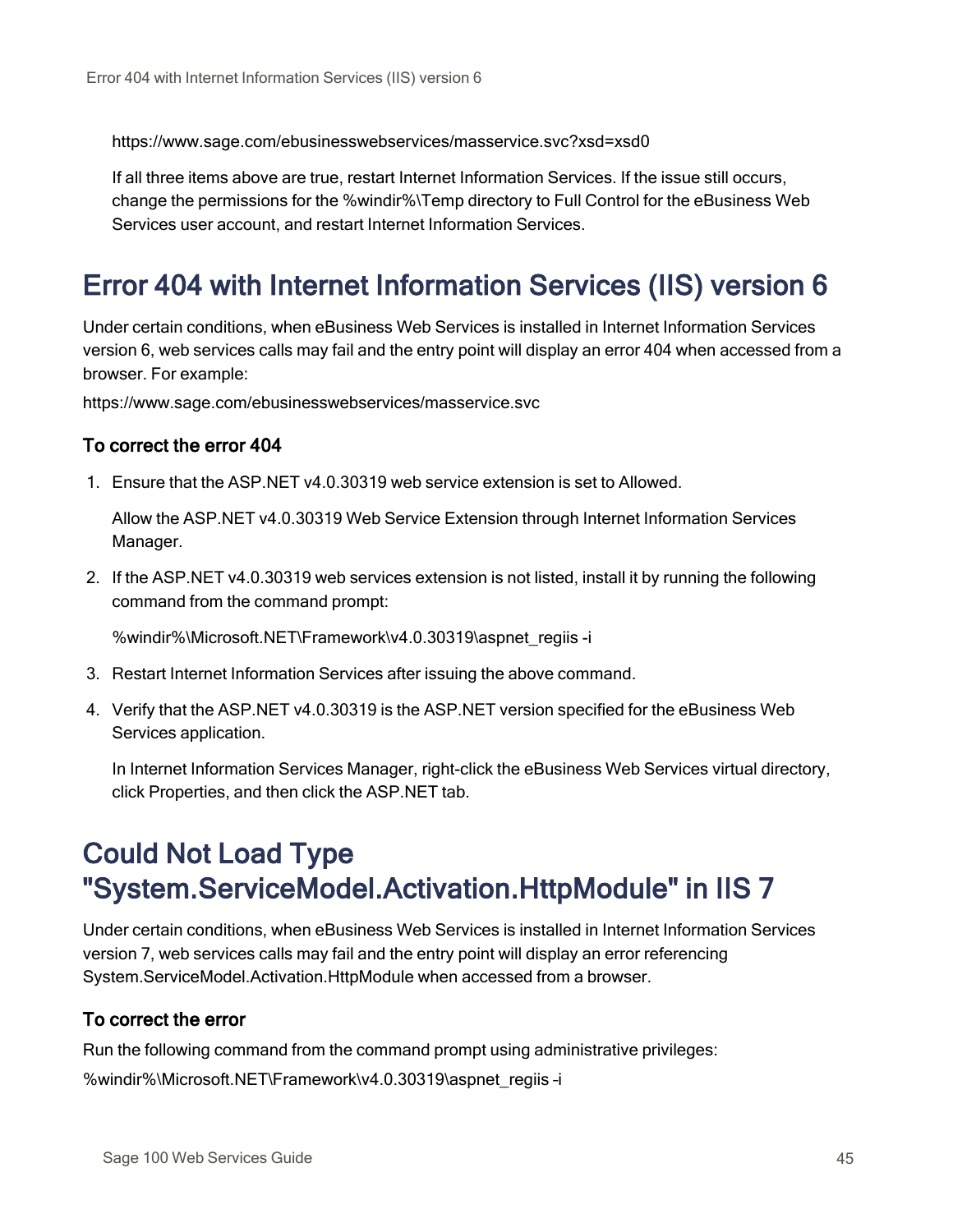https://www.sage.com/ebusinesswebservices/masservice.svc?xsd=xsd0

If all three items above are true, restart Internet Information Services. If the issue still occurs, change the permissions for the %windir%\Temp directory to Full Control for the eBusiness Web Services user account, and restart Internet Information Services.

# Error 404 with Internet Information Services (IIS) version 6

Under certain conditions, when eBusiness Web Services is installed in Internet Information Services version 6, web services calls may fail and the entry point will display an error 404 when accessed from a browser. For example:

https://www.sage.com/ebusinesswebservices/masservice.svc

### To correct the error 404

1. Ensure that the ASP.NET v4.0.30319 web service extension is set to Allowed.

   Allow the ASP.NET v4.0.30319 Web Service Extension through Internet Information Services Manager.

2. If the ASP.NET v4.0.30319 web services extension is not listed, install it by running the following command from the command prompt:

   %windir%\Microsoft.NET\Framework\v4.0.30319\aspnet_regiis -i

3. Restart Internet Information Services after issuing the above command.

4. Verify that the ASP.NET v4.0.30319 is the ASP.NET version specified for the eBusiness Web Services application.

   In Internet Information Services Manager, right-click the eBusiness Web Services virtual directory, click Properties, and then click the ASP.NET tab.

# Could Not Load Type "System.ServiceModel.Activation.HttpModule" in IIS 7

Under certain conditions, when eBusiness Web Services is installed in Internet Information Services version 7, web services calls may fail and the entry point will display an error referencing System.ServiceModel.Activation.HttpModule when accessed from a browser.

### To correct the error

Run the following command from the command prompt using administrative privileges:

%windir%\Microsoft.NET\Framework\v4.0.30319\aspnet_regiis -i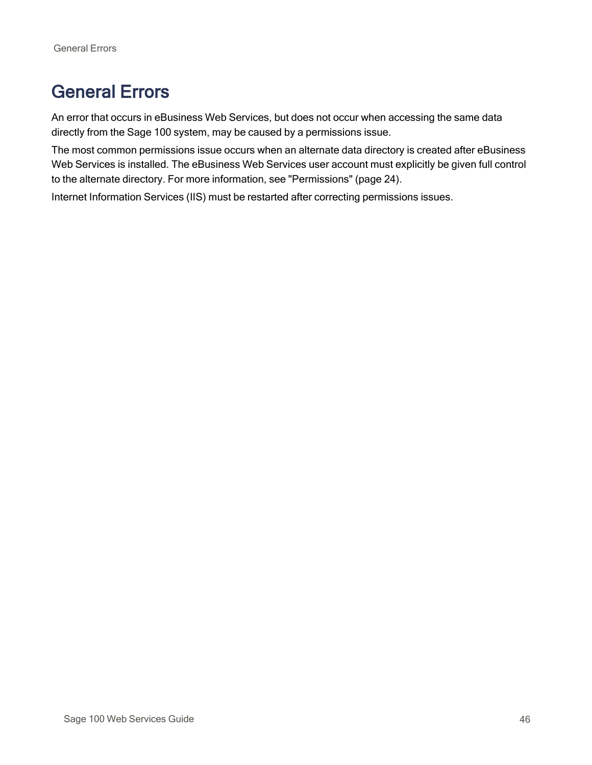# General Errors

An error that occurs in eBusiness Web Services, but does not occur when accessing the same data directly from the Sage 100 system, may be caused by a permissions issue.

The most common permissions issue occurs when an alternate data directory is created after eBusiness Web Services is installed. The eBusiness Web Services user account must explicitly be given full control to the alternate directory. For more information, see "Permissions" (page 24).

Internet Information Services (IIS) must be restarted after correcting permissions issues.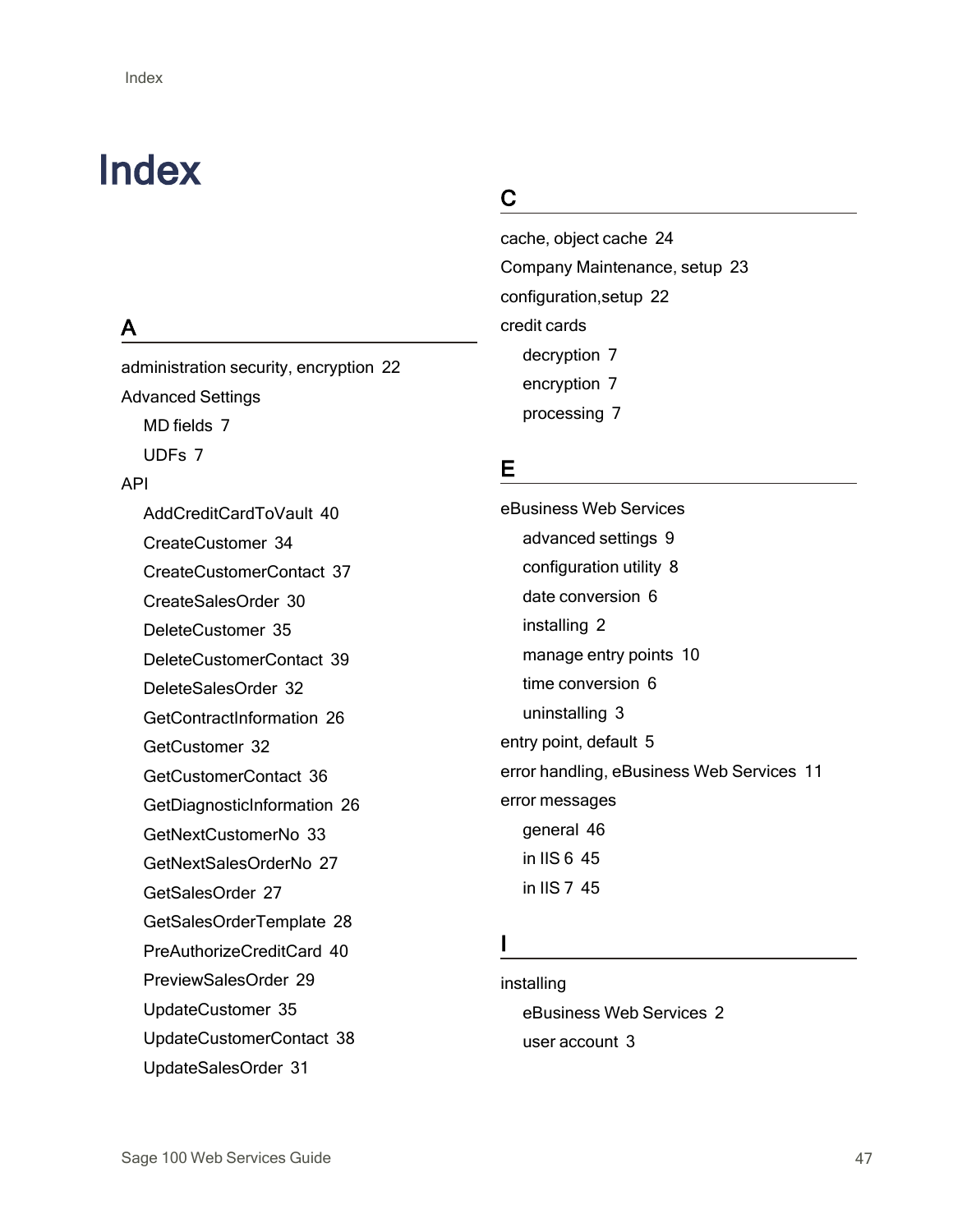# Index

## A

administration security, encryption 22

Advanced Settings

- MD fields 7
- UDFs 7

API

- AddCreditCardToVault 40
- CreateCustomer 34
- CreateCustomerContact 37
- CreateSalesOrder 30
- DeleteCustomer 35
- DeleteCustomerContact 39
- DeleteSalesOrder 32
- GetContractInformation 26
- GetCustomer 32
- GetCustomerContact 36
- GetDiagnosticInformation 26
- GetNextCustomerNo 33
- GetNextSalesOrderNo 27
- GetSalesOrder 27
- GetSalesOrderTemplate 28
- PreAuthorizeCreditCard 40
- PreviewSalesOrder 29
- UpdateCustomer 35
- UpdateCustomerContact 38
- UpdateSalesOrder 31

## C

cache, object cache 24

Company Maintenance, setup 23

configuration,setup 22

credit cards

- decryption 7
- encryption 7
- processing 7

## E

eBusiness Web Services

- advanced settings 9
- configuration utility 8
- date conversion 6
- installing 2
- manage entry points 10
- time conversion 6
- uninstalling 3

entry point, default 5

error handling, eBusiness Web Services 11

error messages

- general 46
- in IIS 6 45
- in IIS 7 45

## I

installing

- eBusiness Web Services 2
- user account 3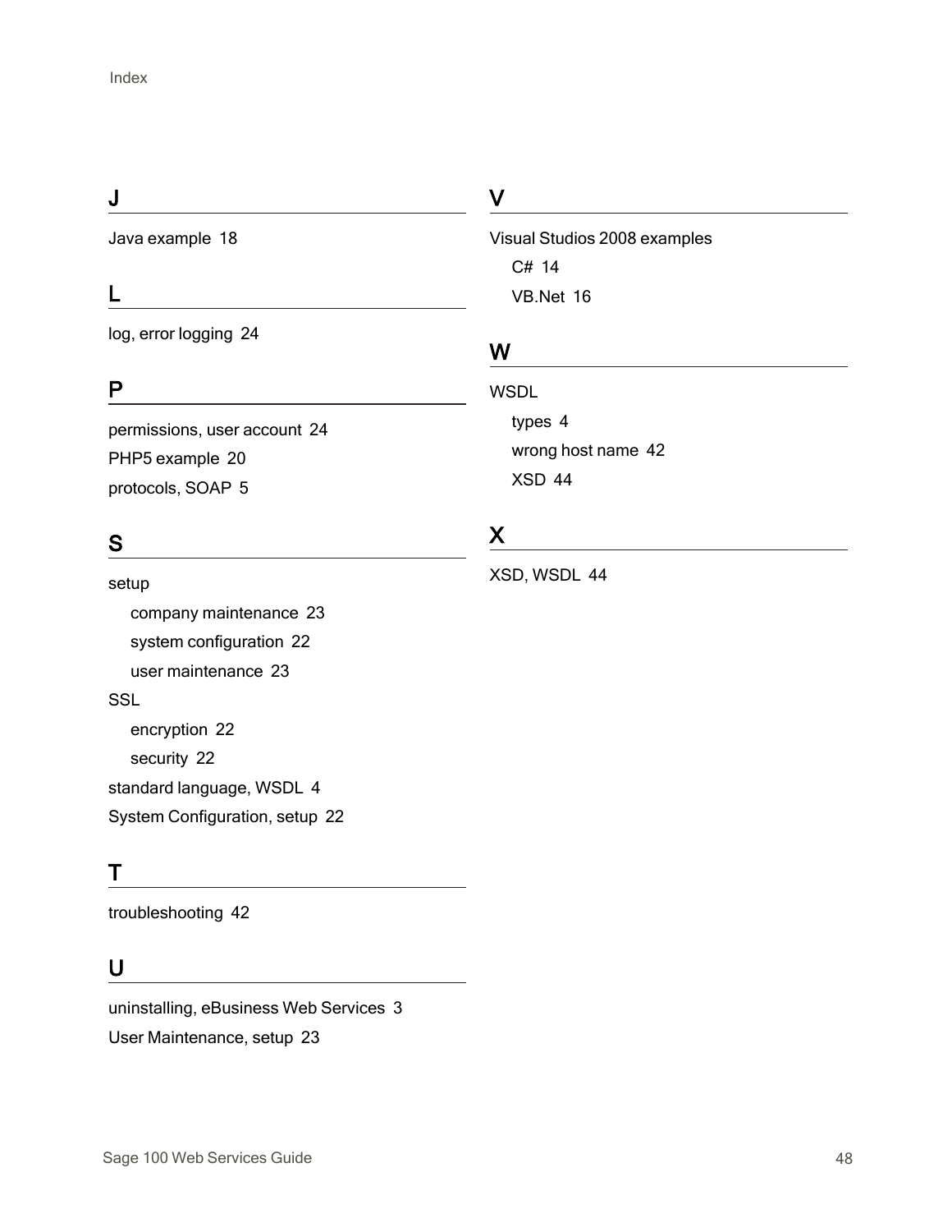## J

Java example 18

## L

log, error logging 24

## P

permissions, user account 24

PHP5 example 20

protocols, SOAP 5

## S

setup

- company maintenance 23
- system configuration 22
- user maintenance 23

SSL

- encryption 22
- security 22

standard language, WSDL 4

System Configuration, setup 22

## T

troubleshooting 42

## U

uninstalling, eBusiness Web Services 3

User Maintenance, setup 23

## V

Visual Studios 2008 examples

- C# 14
- VB.Net 16

## W

WSDL

- types 4
- wrong host name 42
- XSD 44

## X

XSD, WSDL 44